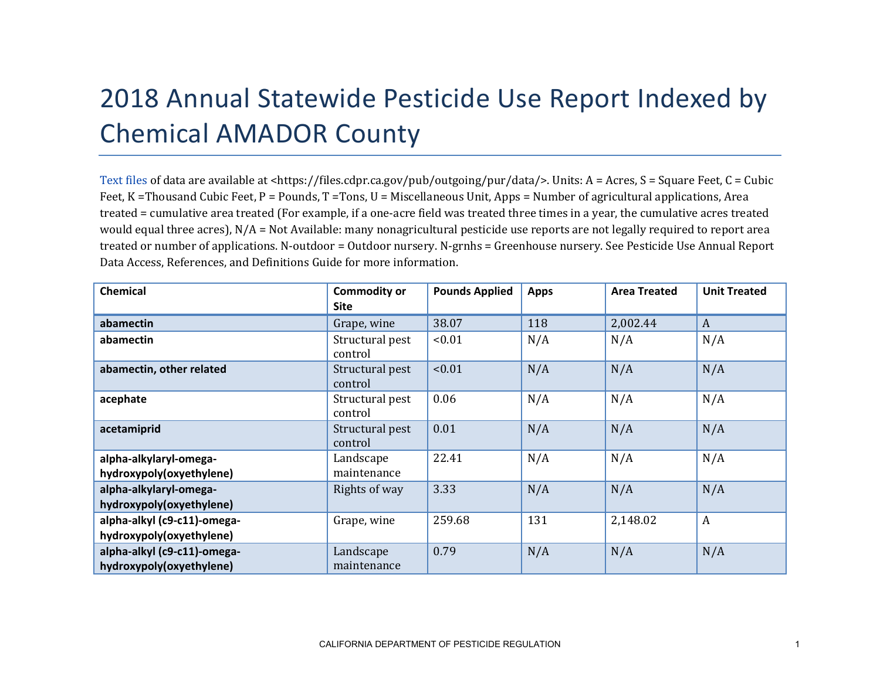# 2018 Annual Statewide Pesticide Use Report Indexed by Chemical AMADOR County

Text files of data are available at <https://files.cdpr.ca.gov/pub/outgoing/pur/data/>. Units: A = Acres, S = Square Feet, C = Cubic Feet, K =Thousand Cubic Feet, P = Pounds, T =Tons, U = Miscellaneous Unit, Apps = Number of agricultural applications, Area treated = cumulative area treated (For example, if a one-acre field was treated three times in a year, the cumulative acres treated would equal three acres), N/A = Not Available: many nonagricultural pesticide use reports are not legally required to report area treated or number of applications. N-outdoor = Outdoor nursery. N-grnhs = Greenhouse nursery. See Pesticide Use Annual Report Data Access, References, and Definitions Guide for more information.

| Chemical | Commodity or Site | Pounds Applied | Apps | Area Treated | Unit Treated |
|---|---|---|---|---|---|
| **abamectin** | Grape, wine | 38.07 | 118 | 2,002.44 | A |
| **abamectin** | Structural pest control | <0.01 | N/A | N/A | N/A |
| **abamectin, other related** | Structural pest control | <0.01 | N/A | N/A | N/A |
| **acephate** | Structural pest control | 0.06 | N/A | N/A | N/A |
| **acetamiprid** | Structural pest control | 0.01 | N/A | N/A | N/A |
| **alpha-alkylaryl-omega-hydroxypoly(oxyethylene)** | Landscape maintenance | 22.41 | N/A | N/A | N/A |
| **alpha-alkylaryl-omega-hydroxypoly(oxyethylene)** | Rights of way | 3.33 | N/A | N/A | N/A |
| **alpha-alkyl (c9-c11)-omega-hydroxypoly(oxyethylene)** | Grape, wine | 259.68 | 131 | 2,148.02 | A |
| **alpha-alkyl (c9-c11)-omega-hydroxypoly(oxyethylene)** | Landscape maintenance | 0.79 | N/A | N/A | N/A |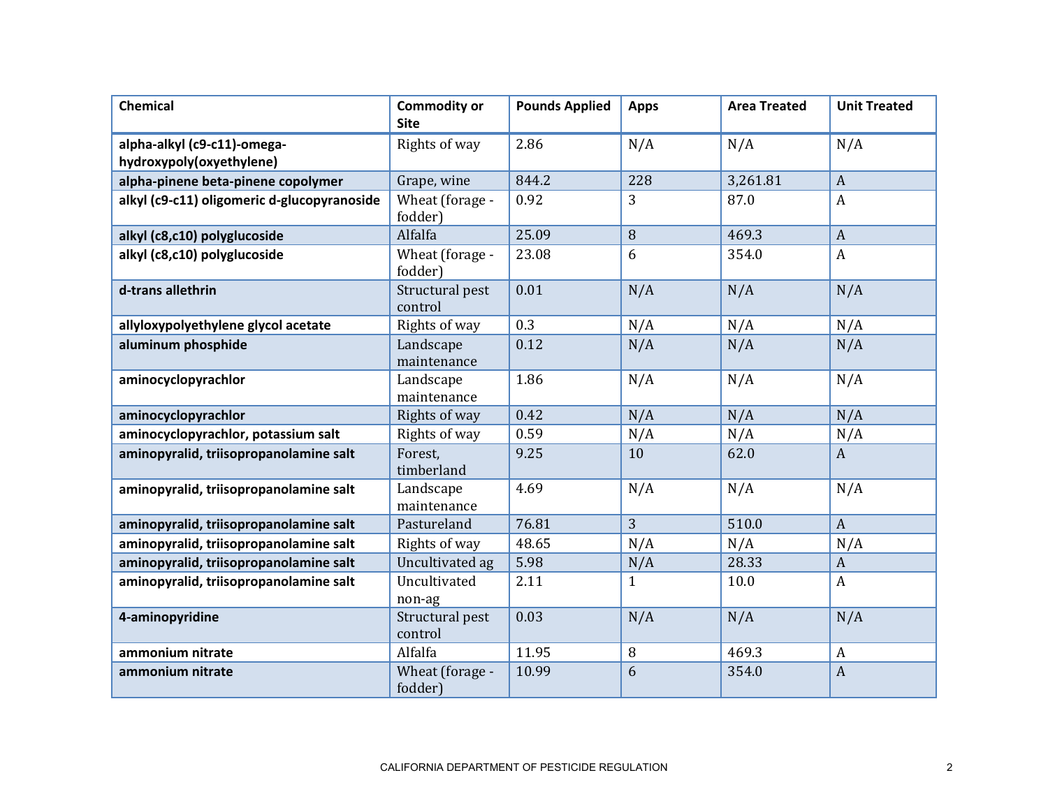| Chemical | Commodity or Site | Pounds Applied | Apps | Area Treated | Unit Treated |
|---|---|---|---|---|---|
| **alpha-alkyl (c9-c11)-omega-hydroxypoly(oxyethylene)** | Rights of way | 2.86 | N/A | N/A | N/A |
| **alpha-pinene beta-pinene copolymer** | Grape, wine | 844.2 | 228 | 3,261.81 | A |
| **alkyl (c9-c11) oligomeric d-glucopyranoside** | Wheat (forage - fodder) | 0.92 | 3 | 87.0 | A |
| **alkyl (c8,c10) polyglucoside** | Alfalfa | 25.09 | 8 | 469.3 | A |
| **alkyl (c8,c10) polyglucoside** | Wheat (forage - fodder) | 23.08 | 6 | 354.0 | A |
| **d-trans allethrin** | Structural pest control | 0.01 | N/A | N/A | N/A |
| **allyloxypolyethylene glycol acetate** | Rights of way | 0.3 | N/A | N/A | N/A |
| **aluminum phosphide** | Landscape maintenance | 0.12 | N/A | N/A | N/A |
| **aminocyclopyrachlor** | Landscape maintenance | 1.86 | N/A | N/A | N/A |
| **aminocyclopyrachlor** | Rights of way | 0.42 | N/A | N/A | N/A |
| **aminocyclopyrachlor, potassium salt** | Rights of way | 0.59 | N/A | N/A | N/A |
| **aminopyralid, triisopropanolamine salt** | Forest, timberland | 9.25 | 10 | 62.0 | A |
| **aminopyralid, triisopropanolamine salt** | Landscape maintenance | 4.69 | N/A | N/A | N/A |
| **aminopyralid, triisopropanolamine salt** | Pastureland | 76.81 | 3 | 510.0 | A |
| **aminopyralid, triisopropanolamine salt** | Rights of way | 48.65 | N/A | N/A | N/A |
| **aminopyralid, triisopropanolamine salt** | Uncultivated ag | 5.98 | N/A | 28.33 | A |
| **aminopyralid, triisopropanolamine salt** | Uncultivated non-ag | 2.11 | 1 | 10.0 | A |
| **4-aminopyridine** | Structural pest control | 0.03 | N/A | N/A | N/A |
| **ammonium nitrate** | Alfalfa | 11.95 | 8 | 469.3 | A |
| **ammonium nitrate** | Wheat (forage - fodder) | 10.99 | 6 | 354.0 | A |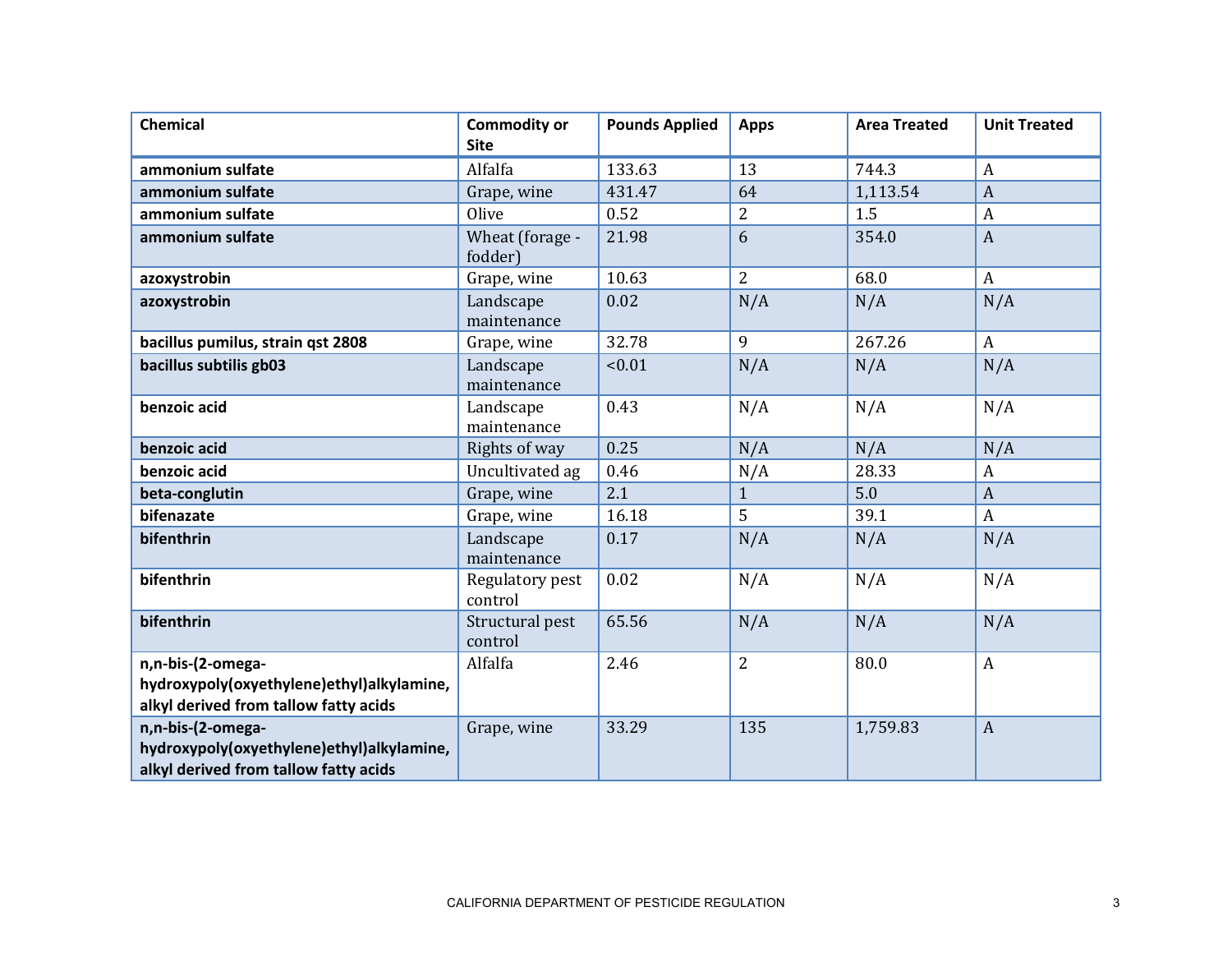| Chemical | Commodity or Site | Pounds Applied | Apps | Area Treated | Unit Treated |
|---|---|---|---|---|---|
| **ammonium sulfate** | Alfalfa | 133.63 | 13 | 744.3 | A |
| **ammonium sulfate** | Grape, wine | 431.47 | 64 | 1,113.54 | A |
| **ammonium sulfate** | Olive | 0.52 | 2 | 1.5 | A |
| **ammonium sulfate** | Wheat (forage - fodder) | 21.98 | 6 | 354.0 | A |
| **azoxystrobin** | Grape, wine | 10.63 | 2 | 68.0 | A |
| **azoxystrobin** | Landscape maintenance | 0.02 | N/A | N/A | N/A |
| **bacillus pumilus, strain qst 2808** | Grape, wine | 32.78 | 9 | 267.26 | A |
| **bacillus subtilis gb03** | Landscape maintenance | <0.01 | N/A | N/A | N/A |
| **benzoic acid** | Landscape maintenance | 0.43 | N/A | N/A | N/A |
| **benzoic acid** | Rights of way | 0.25 | N/A | N/A | N/A |
| **benzoic acid** | Uncultivated ag | 0.46 | N/A | 28.33 | A |
| **beta-conglutin** | Grape, wine | 2.1 | 1 | 5.0 | A |
| **bifenazate** | Grape, wine | 16.18 | 5 | 39.1 | A |
| **bifenthrin** | Landscape maintenance | 0.17 | N/A | N/A | N/A |
| **bifenthrin** | Regulatory pest control | 0.02 | N/A | N/A | N/A |
| **bifenthrin** | Structural pest control | 65.56 | N/A | N/A | N/A |
| **n,n-bis-(2-omega-hydroxypoly(oxyethylene)ethyl)alkylamine, alkyl derived from tallow fatty acids** | Alfalfa | 2.46 | 2 | 80.0 | A |
| **n,n-bis-(2-omega-hydroxypoly(oxyethylene)ethyl)alkylamine, alkyl derived from tallow fatty acids** | Grape, wine | 33.29 | 135 | 1,759.83 | A |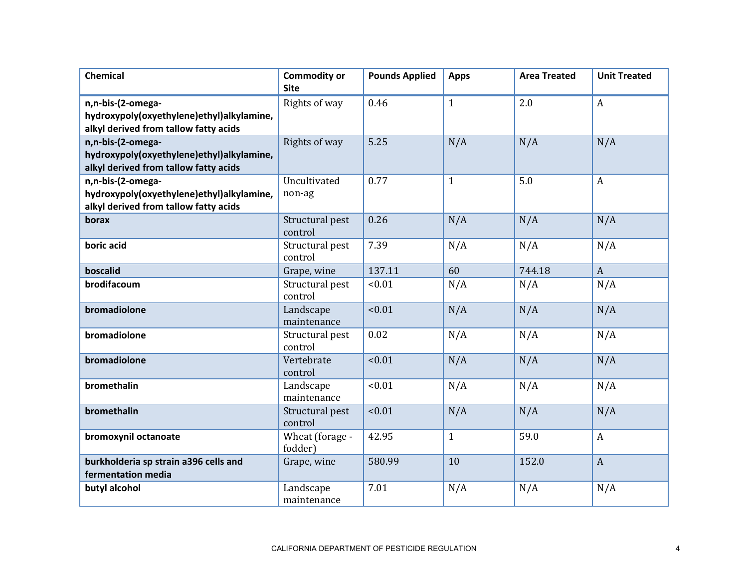| Chemical | Commodity or Site | Pounds Applied | Apps | Area Treated | Unit Treated |
|---|---|---|---|---|---|
| **n,n-bis-(2-omega-hydroxypoly(oxyethylene)ethyl)alkylamine, alkyl derived from tallow fatty acids** | Rights of way | 0.46 | 1 | 2.0 | A |
| **n,n-bis-(2-omega-hydroxypoly(oxyethylene)ethyl)alkylamine, alkyl derived from tallow fatty acids** | Rights of way | 5.25 | N/A | N/A | N/A |
| **n,n-bis-(2-omega-hydroxypoly(oxyethylene)ethyl)alkylamine, alkyl derived from tallow fatty acids** | Uncultivated non-ag | 0.77 | 1 | 5.0 | A |
| **borax** | Structural pest control | 0.26 | N/A | N/A | N/A |
| **boric acid** | Structural pest control | 7.39 | N/A | N/A | N/A |
| **boscalid** | Grape, wine | 137.11 | 60 | 744.18 | A |
| **brodifacoum** | Structural pest control | <0.01 | N/A | N/A | N/A |
| **bromadiolone** | Landscape maintenance | <0.01 | N/A | N/A | N/A |
| **bromadiolone** | Structural pest control | 0.02 | N/A | N/A | N/A |
| **bromadiolone** | Vertebrate control | <0.01 | N/A | N/A | N/A |
| **bromethalin** | Landscape maintenance | <0.01 | N/A | N/A | N/A |
| **bromethalin** | Structural pest control | <0.01 | N/A | N/A | N/A |
| **bromoxynil octanoate** | Wheat (forage - fodder) | 42.95 | 1 | 59.0 | A |
| **burkholderia sp strain a396 cells and fermentation media** | Grape, wine | 580.99 | 10 | 152.0 | A |
| **butyl alcohol** | Landscape maintenance | 7.01 | N/A | N/A | N/A |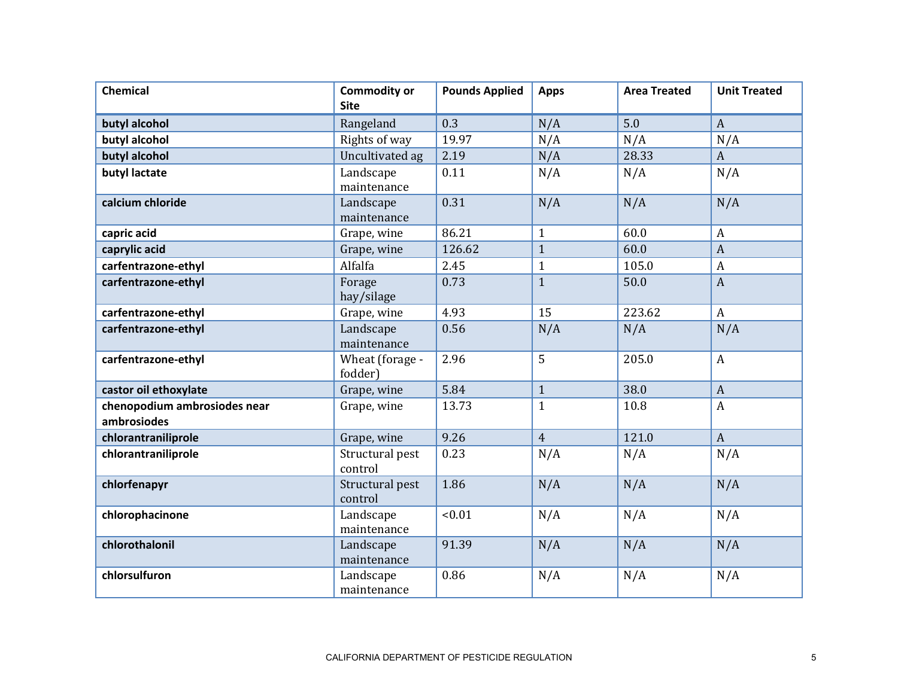| Chemical | Commodity or Site | Pounds Applied | Apps | Area Treated | Unit Treated |
|---|---|---|---|---|---|
| **butyl alcohol** | Rangeland | 0.3 | N/A | 5.0 | A |
| **butyl alcohol** | Rights of way | 19.97 | N/A | N/A | N/A |
| **butyl alcohol** | Uncultivated ag | 2.19 | N/A | 28.33 | A |
| **butyl lactate** | Landscape maintenance | 0.11 | N/A | N/A | N/A |
| **calcium chloride** | Landscape maintenance | 0.31 | N/A | N/A | N/A |
| **capric acid** | Grape, wine | 86.21 | 1 | 60.0 | A |
| **caprylic acid** | Grape, wine | 126.62 | 1 | 60.0 | A |
| **carfentrazone-ethyl** | Alfalfa | 2.45 | 1 | 105.0 | A |
| **carfentrazone-ethyl** | Forage hay/silage | 0.73 | 1 | 50.0 | A |
| **carfentrazone-ethyl** | Grape, wine | 4.93 | 15 | 223.62 | A |
| **carfentrazone-ethyl** | Landscape maintenance | 0.56 | N/A | N/A | N/A |
| **carfentrazone-ethyl** | Wheat (forage - fodder) | 2.96 | 5 | 205.0 | A |
| **castor oil ethoxylate** | Grape, wine | 5.84 | 1 | 38.0 | A |
| **chenopodium ambrosiodes near ambrosiodes** | Grape, wine | 13.73 | 1 | 10.8 | A |
| **chlorantraniliprole** | Grape, wine | 9.26 | 4 | 121.0 | A |
| **chlorantraniliprole** | Structural pest control | 0.23 | N/A | N/A | N/A |
| **chlorfenapyr** | Structural pest control | 1.86 | N/A | N/A | N/A |
| **chlorophacinone** | Landscape maintenance | <0.01 | N/A | N/A | N/A |
| **chlorothalonil** | Landscape maintenance | 91.39 | N/A | N/A | N/A |
| **chlorsulfuron** | Landscape maintenance | 0.86 | N/A | N/A | N/A |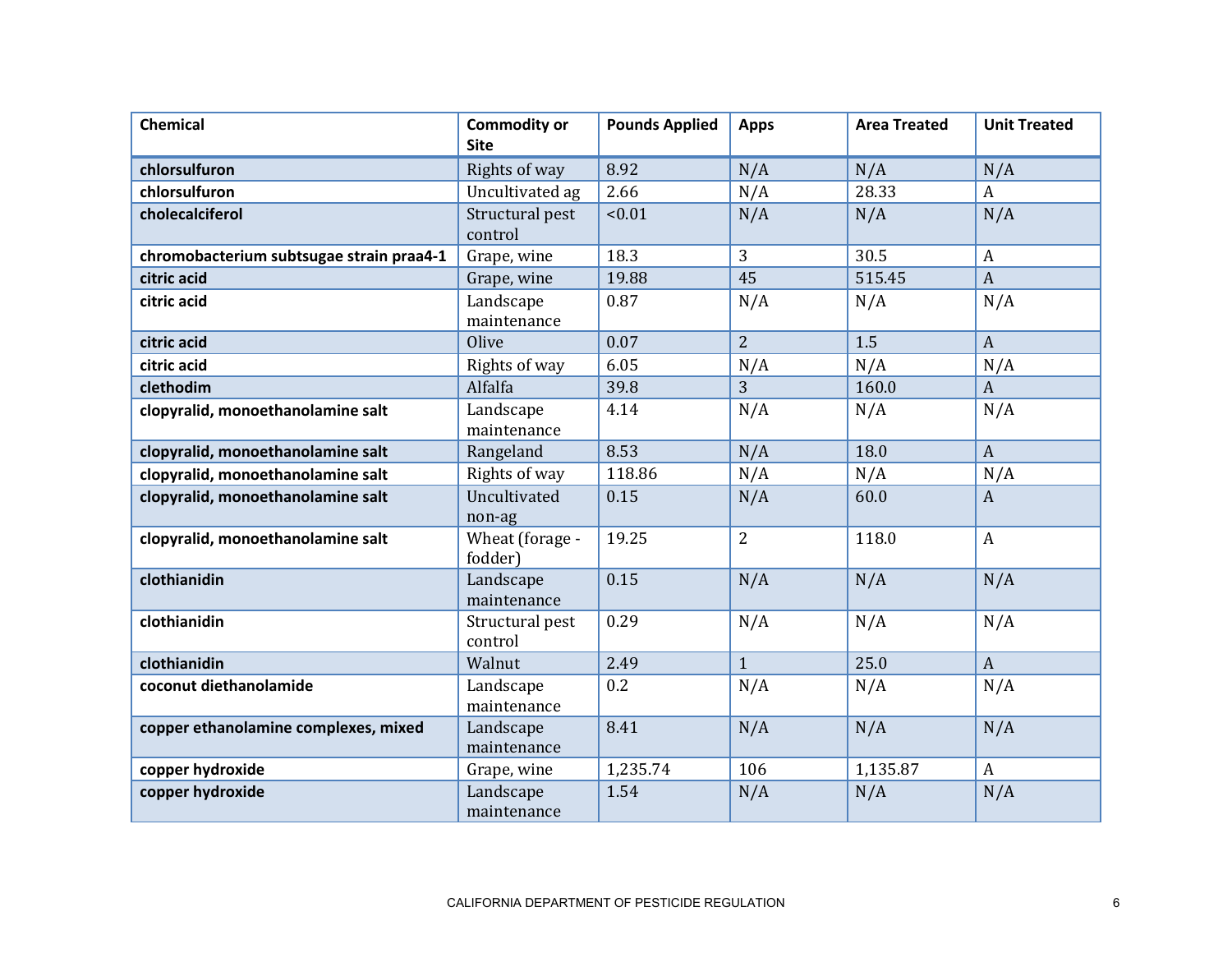| Chemical | Commodity or Site | Pounds Applied | Apps | Area Treated | Unit Treated |
|---|---|---|---|---|---|
| **chlorsulfuron** | Rights of way | 8.92 | N/A | N/A | N/A |
| **chlorsulfuron** | Uncultivated ag | 2.66 | N/A | 28.33 | A |
| **cholecalciferol** | Structural pest control | <0.01 | N/A | N/A | N/A |
| **chromobacterium subtsugae strain praa4-1** | Grape, wine | 18.3 | 3 | 30.5 | A |
| **citric acid** | Grape, wine | 19.88 | 45 | 515.45 | A |
| **citric acid** | Landscape maintenance | 0.87 | N/A | N/A | N/A |
| **citric acid** | Olive | 0.07 | 2 | 1.5 | A |
| **citric acid** | Rights of way | 6.05 | N/A | N/A | N/A |
| **clethodim** | Alfalfa | 39.8 | 3 | 160.0 | A |
| **clopyralid, monoethanolamine salt** | Landscape maintenance | 4.14 | N/A | N/A | N/A |
| **clopyralid, monoethanolamine salt** | Rangeland | 8.53 | N/A | 18.0 | A |
| **clopyralid, monoethanolamine salt** | Rights of way | 118.86 | N/A | N/A | N/A |
| **clopyralid, monoethanolamine salt** | Uncultivated non-ag | 0.15 | N/A | 60.0 | A |
| **clopyralid, monoethanolamine salt** | Wheat (forage - fodder) | 19.25 | 2 | 118.0 | A |
| **clothianidin** | Landscape maintenance | 0.15 | N/A | N/A | N/A |
| **clothianidin** | Structural pest control | 0.29 | N/A | N/A | N/A |
| **clothianidin** | Walnut | 2.49 | 1 | 25.0 | A |
| **coconut diethanolamide** | Landscape maintenance | 0.2 | N/A | N/A | N/A |
| **copper ethanolamine complexes, mixed** | Landscape maintenance | 8.41 | N/A | N/A | N/A |
| **copper hydroxide** | Grape, wine | 1,235.74 | 106 | 1,135.87 | A |
| **copper hydroxide** | Landscape maintenance | 1.54 | N/A | N/A | N/A |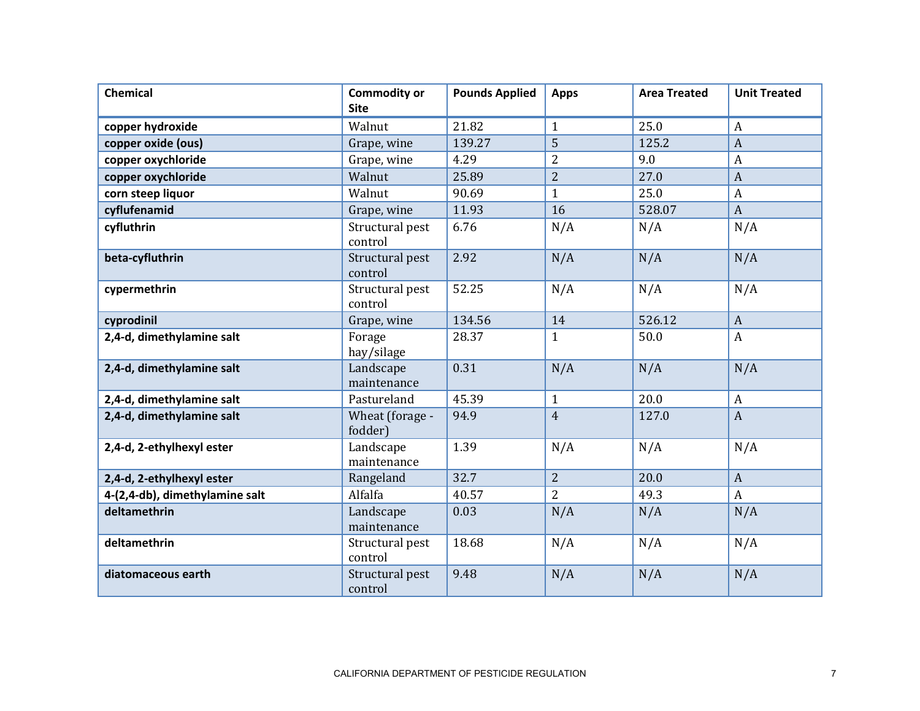| Chemical | Commodity or Site | Pounds Applied | Apps | Area Treated | Unit Treated |
|---|---|---|---|---|---|
| **copper hydroxide** | Walnut | 21.82 | 1 | 25.0 | A |
| **copper oxide (ous)** | Grape, wine | 139.27 | 5 | 125.2 | A |
| **copper oxychloride** | Grape, wine | 4.29 | 2 | 9.0 | A |
| **copper oxychloride** | Walnut | 25.89 | 2 | 27.0 | A |
| **corn steep liquor** | Walnut | 90.69 | 1 | 25.0 | A |
| **cyflufenamid** | Grape, wine | 11.93 | 16 | 528.07 | A |
| **cyfluthrin** | Structural pest control | 6.76 | N/A | N/A | N/A |
| **beta-cyfluthrin** | Structural pest control | 2.92 | N/A | N/A | N/A |
| **cypermethrin** | Structural pest control | 52.25 | N/A | N/A | N/A |
| **cyprodinil** | Grape, wine | 134.56 | 14 | 526.12 | A |
| **2,4-d, dimethylamine salt** | Forage hay/silage | 28.37 | 1 | 50.0 | A |
| **2,4-d, dimethylamine salt** | Landscape maintenance | 0.31 | N/A | N/A | N/A |
| **2,4-d, dimethylamine salt** | Pastureland | 45.39 | 1 | 20.0 | A |
| **2,4-d, dimethylamine salt** | Wheat (forage - fodder) | 94.9 | 4 | 127.0 | A |
| **2,4-d, 2-ethylhexyl ester** | Landscape maintenance | 1.39 | N/A | N/A | N/A |
| **2,4-d, 2-ethylhexyl ester** | Rangeland | 32.7 | 2 | 20.0 | A |
| **4-(2,4-db), dimethylamine salt** | Alfalfa | 40.57 | 2 | 49.3 | A |
| **deltamethrin** | Landscape maintenance | 0.03 | N/A | N/A | N/A |
| **deltamethrin** | Structural pest control | 18.68 | N/A | N/A | N/A |
| **diatomaceous earth** | Structural pest control | 9.48 | N/A | N/A | N/A |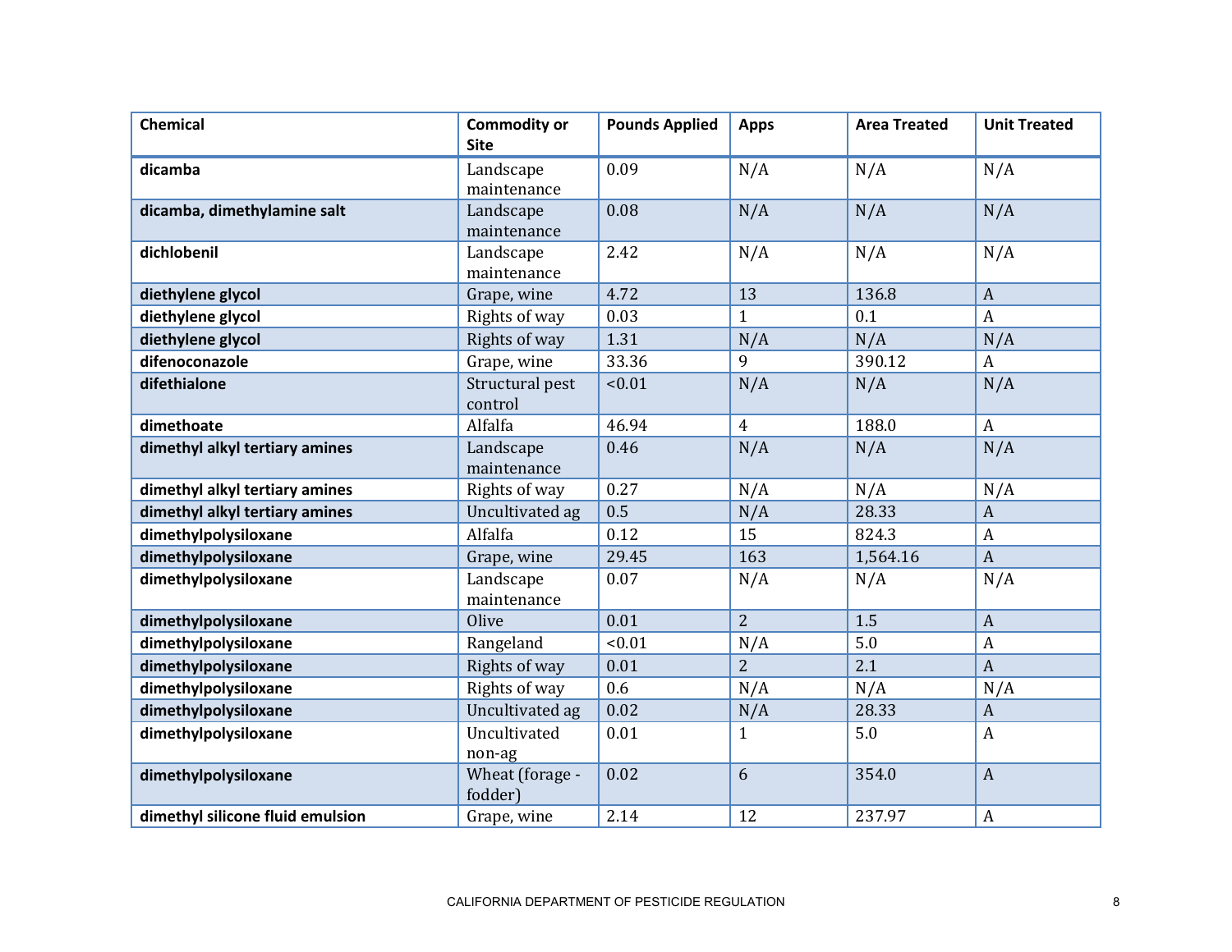| Chemical | Commodity or Site | Pounds Applied | Apps | Area Treated | Unit Treated |
|---|---|---|---|---|---|
| **dicamba** | Landscape maintenance | 0.09 | N/A | N/A | N/A |
| **dicamba, dimethylamine salt** | Landscape maintenance | 0.08 | N/A | N/A | N/A |
| **dichlobenil** | Landscape maintenance | 2.42 | N/A | N/A | N/A |
| **diethylene glycol** | Grape, wine | 4.72 | 13 | 136.8 | A |
| **diethylene glycol** | Rights of way | 0.03 | 1 | 0.1 | A |
| **diethylene glycol** | Rights of way | 1.31 | N/A | N/A | N/A |
| **difenoconazole** | Grape, wine | 33.36 | 9 | 390.12 | A |
| **difethialone** | Structural pest control | <0.01 | N/A | N/A | N/A |
| **dimethoate** | Alfalfa | 46.94 | 4 | 188.0 | A |
| **dimethyl alkyl tertiary amines** | Landscape maintenance | 0.46 | N/A | N/A | N/A |
| **dimethyl alkyl tertiary amines** | Rights of way | 0.27 | N/A | N/A | N/A |
| **dimethyl alkyl tertiary amines** | Uncultivated ag | 0.5 | N/A | 28.33 | A |
| **dimethylpolysiloxane** | Alfalfa | 0.12 | 15 | 824.3 | A |
| **dimethylpolysiloxane** | Grape, wine | 29.45 | 163 | 1,564.16 | A |
| **dimethylpolysiloxane** | Landscape maintenance | 0.07 | N/A | N/A | N/A |
| **dimethylpolysiloxane** | Olive | 0.01 | 2 | 1.5 | A |
| **dimethylpolysiloxane** | Rangeland | <0.01 | N/A | 5.0 | A |
| **dimethylpolysiloxane** | Rights of way | 0.01 | 2 | 2.1 | A |
| **dimethylpolysiloxane** | Rights of way | 0.6 | N/A | N/A | N/A |
| **dimethylpolysiloxane** | Uncultivated ag | 0.02 | N/A | 28.33 | A |
| **dimethylpolysiloxane** | Uncultivated non-ag | 0.01 | 1 | 5.0 | A |
| **dimethylpolysiloxane** | Wheat (forage - fodder) | 0.02 | 6 | 354.0 | A |
| **dimethyl silicone fluid emulsion** | Grape, wine | 2.14 | 12 | 237.97 | A |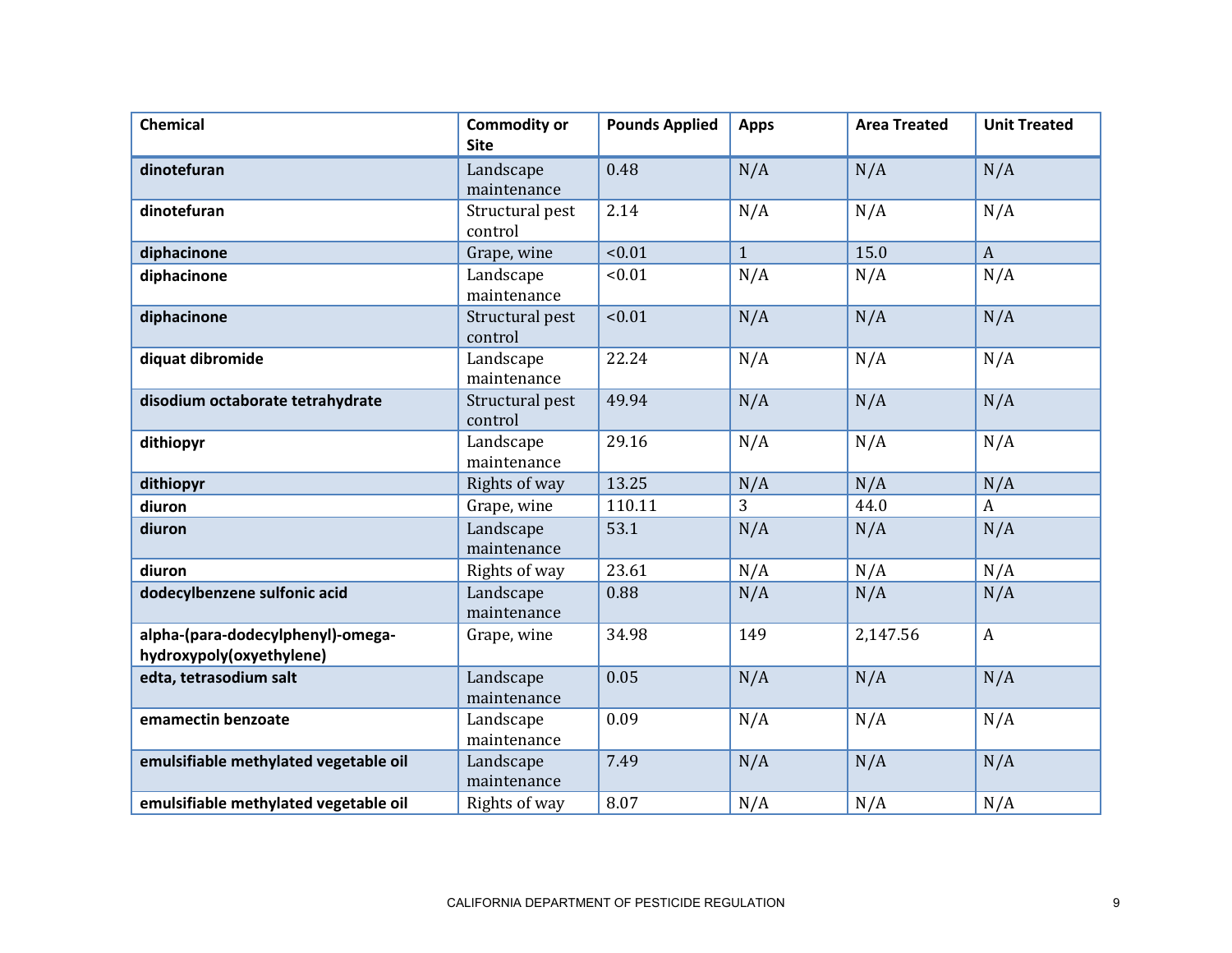| Chemical | Commodity or Site | Pounds Applied | Apps | Area Treated | Unit Treated |
|---|---|---|---|---|---|
| **dinotefuran** | Landscape maintenance | 0.48 | N/A | N/A | N/A |
| **dinotefuran** | Structural pest control | 2.14 | N/A | N/A | N/A |
| **diphacinone** | Grape, wine | <0.01 | 1 | 15.0 | A |
| **diphacinone** | Landscape maintenance | <0.01 | N/A | N/A | N/A |
| **diphacinone** | Structural pest control | <0.01 | N/A | N/A | N/A |
| **diquat dibromide** | Landscape maintenance | 22.24 | N/A | N/A | N/A |
| **disodium octaborate tetrahydrate** | Structural pest control | 49.94 | N/A | N/A | N/A |
| **dithiopyr** | Landscape maintenance | 29.16 | N/A | N/A | N/A |
| **dithiopyr** | Rights of way | 13.25 | N/A | N/A | N/A |
| **diuron** | Grape, wine | 110.11 | 3 | 44.0 | A |
| **diuron** | Landscape maintenance | 53.1 | N/A | N/A | N/A |
| **diuron** | Rights of way | 23.61 | N/A | N/A | N/A |
| **dodecylbenzene sulfonic acid** | Landscape maintenance | 0.88 | N/A | N/A | N/A |
| **alpha-(para-dodecylphenyl)-omega-hydroxypoly(oxyethylene)** | Grape, wine | 34.98 | 149 | 2,147.56 | A |
| **edta, tetrasodium salt** | Landscape maintenance | 0.05 | N/A | N/A | N/A |
| **emamectin benzoate** | Landscape maintenance | 0.09 | N/A | N/A | N/A |
| **emulsifiable methylated vegetable oil** | Landscape maintenance | 7.49 | N/A | N/A | N/A |
| **emulsifiable methylated vegetable oil** | Rights of way | 8.07 | N/A | N/A | N/A |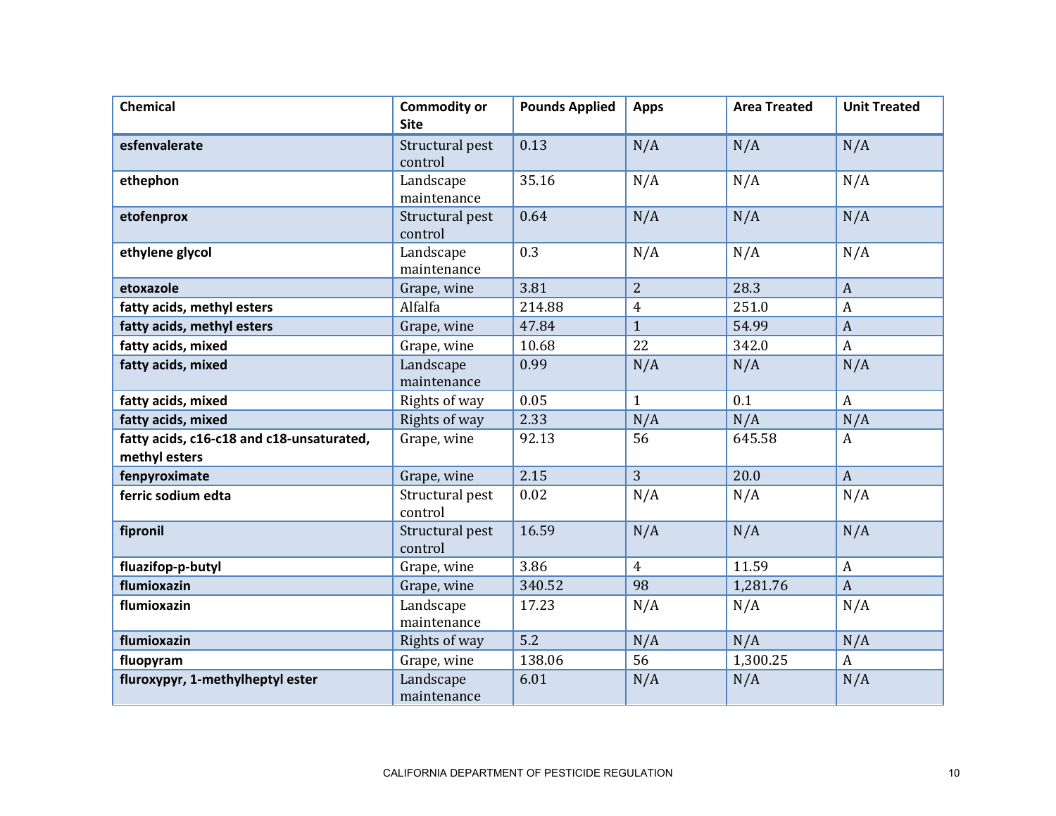| Chemical | Commodity or Site | Pounds Applied | Apps | Area Treated | Unit Treated |
|---|---|---|---|---|---|
| **esfenvalerate** | Structural pest control | 0.13 | N/A | N/A | N/A |
| **ethephon** | Landscape maintenance | 35.16 | N/A | N/A | N/A |
| **etofenprox** | Structural pest control | 0.64 | N/A | N/A | N/A |
| **ethylene glycol** | Landscape maintenance | 0.3 | N/A | N/A | N/A |
| **etoxazole** | Grape, wine | 3.81 | 2 | 28.3 | A |
| **fatty acids, methyl esters** | Alfalfa | 214.88 | 4 | 251.0 | A |
| **fatty acids, methyl esters** | Grape, wine | 47.84 | 1 | 54.99 | A |
| **fatty acids, mixed** | Grape, wine | 10.68 | 22 | 342.0 | A |
| **fatty acids, mixed** | Landscape maintenance | 0.99 | N/A | N/A | N/A |
| **fatty acids, mixed** | Rights of way | 0.05 | 1 | 0.1 | A |
| **fatty acids, mixed** | Rights of way | 2.33 | N/A | N/A | N/A |
| **fatty acids, c16-c18 and c18-unsaturated, methyl esters** | Grape, wine | 92.13 | 56 | 645.58 | A |
| **fenpyroximate** | Grape, wine | 2.15 | 3 | 20.0 | A |
| **ferric sodium edta** | Structural pest control | 0.02 | N/A | N/A | N/A |
| **fipronil** | Structural pest control | 16.59 | N/A | N/A | N/A |
| **fluazifop-p-butyl** | Grape, wine | 3.86 | 4 | 11.59 | A |
| **flumioxazin** | Grape, wine | 340.52 | 98 | 1,281.76 | A |
| **flumioxazin** | Landscape maintenance | 17.23 | N/A | N/A | N/A |
| **flumioxazin** | Rights of way | 5.2 | N/A | N/A | N/A |
| **fluopyram** | Grape, wine | 138.06 | 56 | 1,300.25 | A |
| **fluroxypyr, 1-methylheptyl ester** | Landscape maintenance | 6.01 | N/A | N/A | N/A |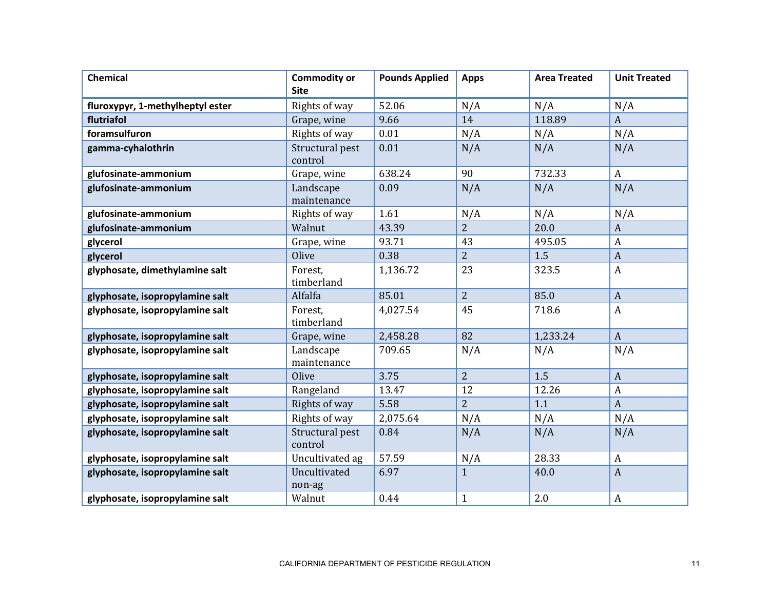| Chemical | Commodity or Site | Pounds Applied | Apps | Area Treated | Unit Treated |
|---|---|---|---|---|---|
| **fluroxypyr, 1-methylheptyl ester** | Rights of way | 52.06 | N/A | N/A | N/A |
| **flutriafol** | Grape, wine | 9.66 | 14 | 118.89 | A |
| **foramsulfuron** | Rights of way | 0.01 | N/A | N/A | N/A |
| **gamma-cyhalothrin** | Structural pest control | 0.01 | N/A | N/A | N/A |
| **glufosinate-ammonium** | Grape, wine | 638.24 | 90 | 732.33 | A |
| **glufosinate-ammonium** | Landscape maintenance | 0.09 | N/A | N/A | N/A |
| **glufosinate-ammonium** | Rights of way | 1.61 | N/A | N/A | N/A |
| **glufosinate-ammonium** | Walnut | 43.39 | 2 | 20.0 | A |
| **glycerol** | Grape, wine | 93.71 | 43 | 495.05 | A |
| **glycerol** | Olive | 0.38 | 2 | 1.5 | A |
| **glyphosate, dimethylamine salt** | Forest, timberland | 1,136.72 | 23 | 323.5 | A |
| **glyphosate, isopropylamine salt** | Alfalfa | 85.01 | 2 | 85.0 | A |
| **glyphosate, isopropylamine salt** | Forest, timberland | 4,027.54 | 45 | 718.6 | A |
| **glyphosate, isopropylamine salt** | Grape, wine | 2,458.28 | 82 | 1,233.24 | A |
| **glyphosate, isopropylamine salt** | Landscape maintenance | 709.65 | N/A | N/A | N/A |
| **glyphosate, isopropylamine salt** | Olive | 3.75 | 2 | 1.5 | A |
| **glyphosate, isopropylamine salt** | Rangeland | 13.47 | 12 | 12.26 | A |
| **glyphosate, isopropylamine salt** | Rights of way | 5.58 | 2 | 1.1 | A |
| **glyphosate, isopropylamine salt** | Rights of way | 2,075.64 | N/A | N/A | N/A |
| **glyphosate, isopropylamine salt** | Structural pest control | 0.84 | N/A | N/A | N/A |
| **glyphosate, isopropylamine salt** | Uncultivated ag | 57.59 | N/A | 28.33 | A |
| **glyphosate, isopropylamine salt** | Uncultivated non-ag | 6.97 | 1 | 40.0 | A |
| **glyphosate, isopropylamine salt** | Walnut | 0.44 | 1 | 2.0 | A |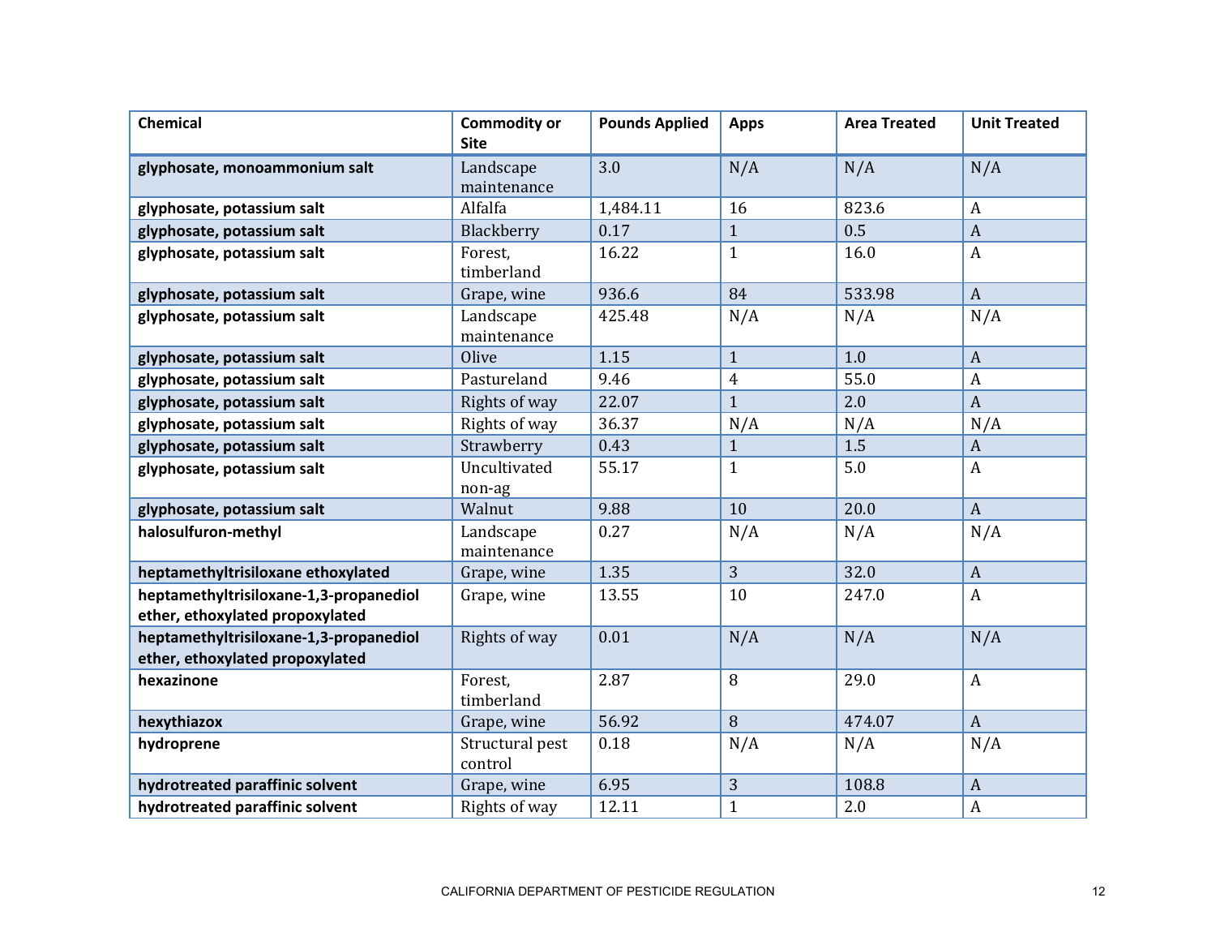| Chemical | Commodity or Site | Pounds Applied | Apps | Area Treated | Unit Treated |
|---|---|---|---|---|---|
| **glyphosate, monoammonium salt** | Landscape maintenance | 3.0 | N/A | N/A | N/A |
| **glyphosate, potassium salt** | Alfalfa | 1,484.11 | 16 | 823.6 | A |
| **glyphosate, potassium salt** | Blackberry | 0.17 | 1 | 0.5 | A |
| **glyphosate, potassium salt** | Forest, timberland | 16.22 | 1 | 16.0 | A |
| **glyphosate, potassium salt** | Grape, wine | 936.6 | 84 | 533.98 | A |
| **glyphosate, potassium salt** | Landscape maintenance | 425.48 | N/A | N/A | N/A |
| **glyphosate, potassium salt** | Olive | 1.15 | 1 | 1.0 | A |
| **glyphosate, potassium salt** | Pastureland | 9.46 | 4 | 55.0 | A |
| **glyphosate, potassium salt** | Rights of way | 22.07 | 1 | 2.0 | A |
| **glyphosate, potassium salt** | Rights of way | 36.37 | N/A | N/A | N/A |
| **glyphosate, potassium salt** | Strawberry | 0.43 | 1 | 1.5 | A |
| **glyphosate, potassium salt** | Uncultivated non-ag | 55.17 | 1 | 5.0 | A |
| **glyphosate, potassium salt** | Walnut | 9.88 | 10 | 20.0 | A |
| **halosulfuron-methyl** | Landscape maintenance | 0.27 | N/A | N/A | N/A |
| **heptamethyltrisiloxane ethoxylated** | Grape, wine | 1.35 | 3 | 32.0 | A |
| **heptamethyltrisiloxane-1,3-propanediol ether, ethoxylated propoxylated** | Grape, wine | 13.55 | 10 | 247.0 | A |
| **heptamethyltrisiloxane-1,3-propanediol ether, ethoxylated propoxylated** | Rights of way | 0.01 | N/A | N/A | N/A |
| **hexazinone** | Forest, timberland | 2.87 | 8 | 29.0 | A |
| **hexythiazox** | Grape, wine | 56.92 | 8 | 474.07 | A |
| **hydroprene** | Structural pest control | 0.18 | N/A | N/A | N/A |
| **hydrotreated paraffinic solvent** | Grape, wine | 6.95 | 3 | 108.8 | A |
| **hydrotreated paraffinic solvent** | Rights of way | 12.11 | 1 | 2.0 | A |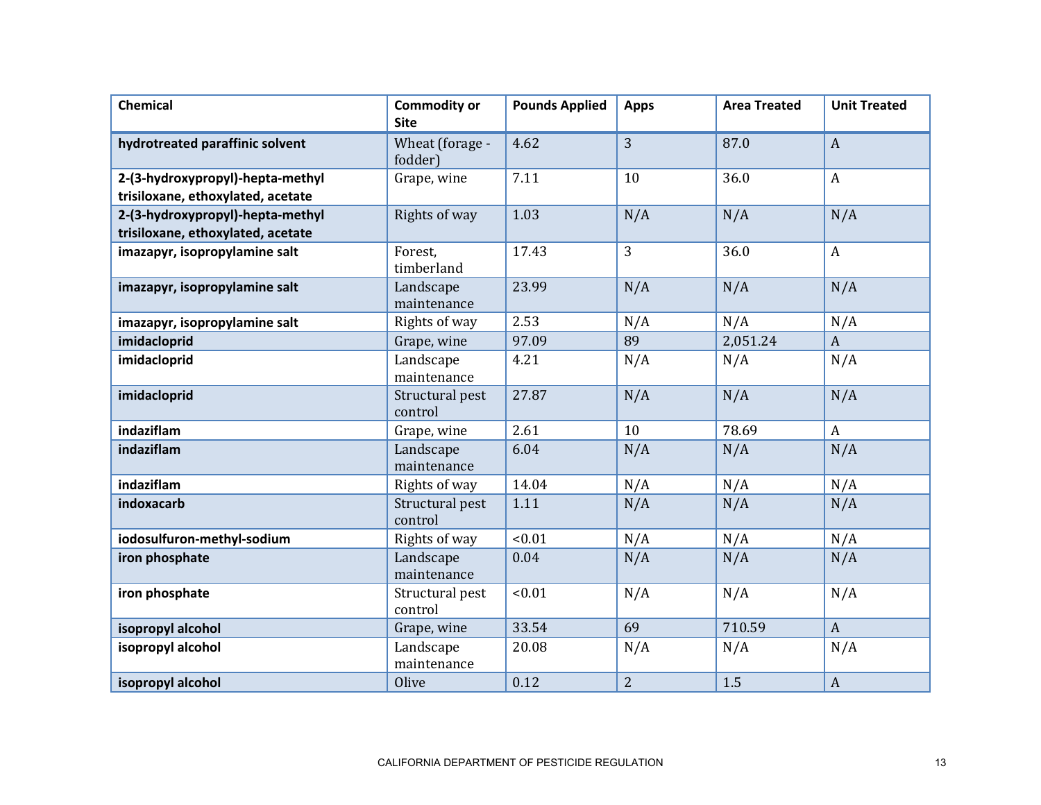| Chemical | Commodity or Site | Pounds Applied | Apps | Area Treated | Unit Treated |
|---|---|---|---|---|---|
| **hydrotreated paraffinic solvent** | Wheat (forage - fodder) | 4.62 | 3 | 87.0 | A |
| **2-(3-hydroxypropyl)-hepta-methyl trisiloxane, ethoxylated, acetate** | Grape, wine | 7.11 | 10 | 36.0 | A |
| **2-(3-hydroxypropyl)-hepta-methyl trisiloxane, ethoxylated, acetate** | Rights of way | 1.03 | N/A | N/A | N/A |
| **imazapyr, isopropylamine salt** | Forest, timberland | 17.43 | 3 | 36.0 | A |
| **imazapyr, isopropylamine salt** | Landscape maintenance | 23.99 | N/A | N/A | N/A |
| **imazapyr, isopropylamine salt** | Rights of way | 2.53 | N/A | N/A | N/A |
| **imidacloprid** | Grape, wine | 97.09 | 89 | 2,051.24 | A |
| **imidacloprid** | Landscape maintenance | 4.21 | N/A | N/A | N/A |
| **imidacloprid** | Structural pest control | 27.87 | N/A | N/A | N/A |
| **indaziflam** | Grape, wine | 2.61 | 10 | 78.69 | A |
| **indaziflam** | Landscape maintenance | 6.04 | N/A | N/A | N/A |
| **indaziflam** | Rights of way | 14.04 | N/A | N/A | N/A |
| **indoxacarb** | Structural pest control | 1.11 | N/A | N/A | N/A |
| **iodosulfuron-methyl-sodium** | Rights of way | <0.01 | N/A | N/A | N/A |
| **iron phosphate** | Landscape maintenance | 0.04 | N/A | N/A | N/A |
| **iron phosphate** | Structural pest control | <0.01 | N/A | N/A | N/A |
| **isopropyl alcohol** | Grape, wine | 33.54 | 69 | 710.59 | A |
| **isopropyl alcohol** | Landscape maintenance | 20.08 | N/A | N/A | N/A |
| **isopropyl alcohol** | Olive | 0.12 | 2 | 1.5 | A |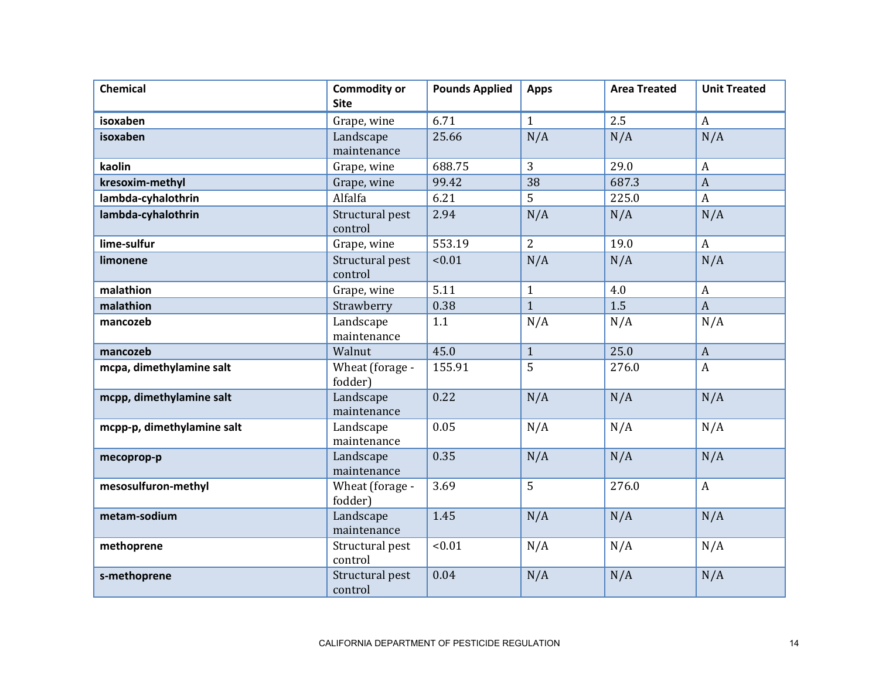| Chemical | Commodity or Site | Pounds Applied | Apps | Area Treated | Unit Treated |
|---|---|---|---|---|---|
| **isoxaben** | Grape, wine | 6.71 | 1 | 2.5 | A |
| **isoxaben** | Landscape maintenance | 25.66 | N/A | N/A | N/A |
| **kaolin** | Grape, wine | 688.75 | 3 | 29.0 | A |
| **kresoxim-methyl** | Grape, wine | 99.42 | 38 | 687.3 | A |
| **lambda-cyhalothrin** | Alfalfa | 6.21 | 5 | 225.0 | A |
| **lambda-cyhalothrin** | Structural pest control | 2.94 | N/A | N/A | N/A |
| **lime-sulfur** | Grape, wine | 553.19 | 2 | 19.0 | A |
| **limonene** | Structural pest control | <0.01 | N/A | N/A | N/A |
| **malathion** | Grape, wine | 5.11 | 1 | 4.0 | A |
| **malathion** | Strawberry | 0.38 | 1 | 1.5 | A |
| **mancozeb** | Landscape maintenance | 1.1 | N/A | N/A | N/A |
| **mancozeb** | Walnut | 45.0 | 1 | 25.0 | A |
| **mcpa, dimethylamine salt** | Wheat (forage - fodder) | 155.91 | 5 | 276.0 | A |
| **mcpp, dimethylamine salt** | Landscape maintenance | 0.22 | N/A | N/A | N/A |
| **mcpp-p, dimethylamine salt** | Landscape maintenance | 0.05 | N/A | N/A | N/A |
| **mecoprop-p** | Landscape maintenance | 0.35 | N/A | N/A | N/A |
| **mesosulfuron-methyl** | Wheat (forage - fodder) | 3.69 | 5 | 276.0 | A |
| **metam-sodium** | Landscape maintenance | 1.45 | N/A | N/A | N/A |
| **methoprene** | Structural pest control | <0.01 | N/A | N/A | N/A |
| **s-methoprene** | Structural pest control | 0.04 | N/A | N/A | N/A |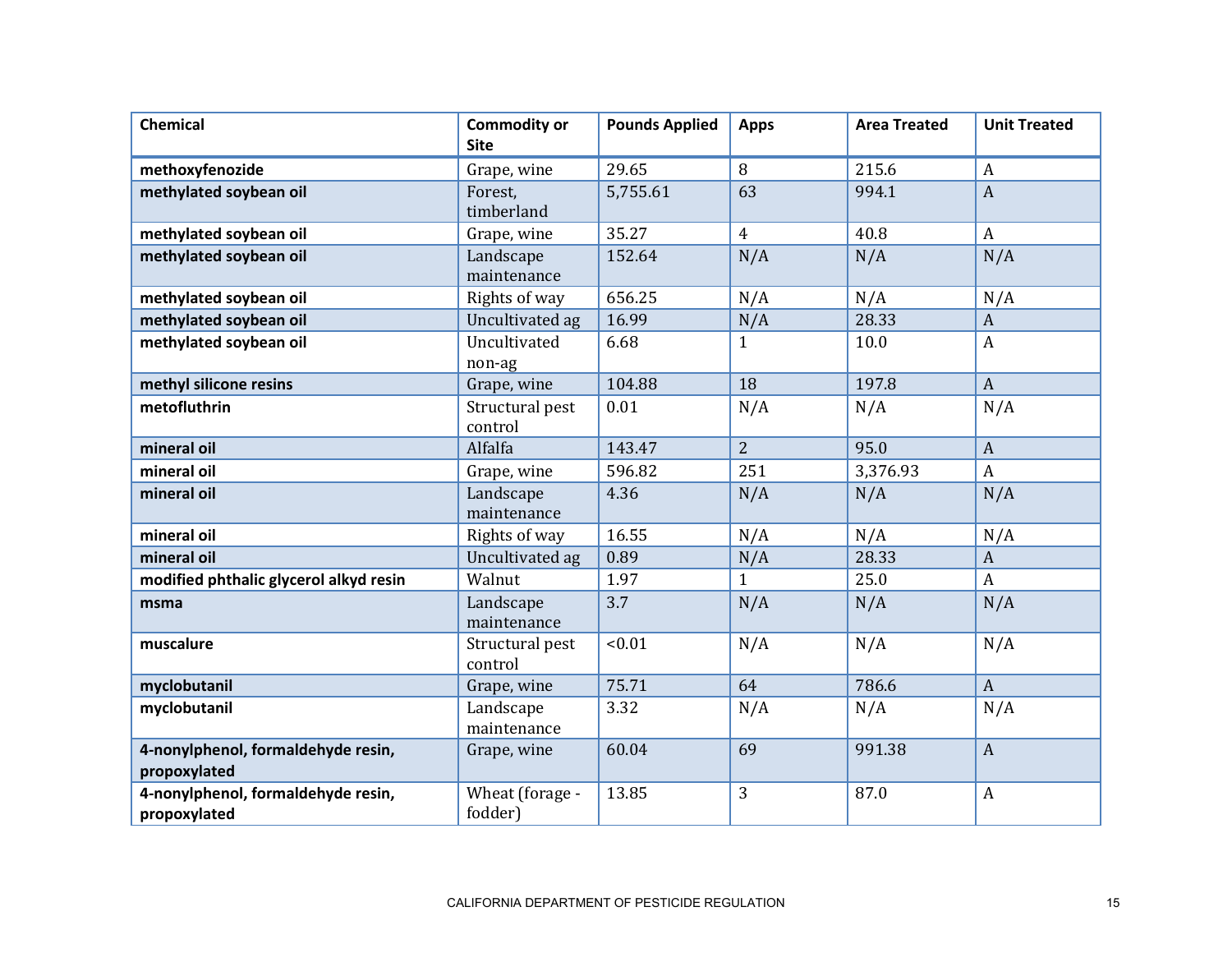| Chemical | Commodity or Site | Pounds Applied | Apps | Area Treated | Unit Treated |
|---|---|---|---|---|---|
| **methoxyfenozide** | Grape, wine | 29.65 | 8 | 215.6 | A |
| **methylated soybean oil** | Forest, timberland | 5,755.61 | 63 | 994.1 | A |
| **methylated soybean oil** | Grape, wine | 35.27 | 4 | 40.8 | A |
| **methylated soybean oil** | Landscape maintenance | 152.64 | N/A | N/A | N/A |
| **methylated soybean oil** | Rights of way | 656.25 | N/A | N/A | N/A |
| **methylated soybean oil** | Uncultivated ag | 16.99 | N/A | 28.33 | A |
| **methylated soybean oil** | Uncultivated non-ag | 6.68 | 1 | 10.0 | A |
| **methyl silicone resins** | Grape, wine | 104.88 | 18 | 197.8 | A |
| **metofluthrin** | Structural pest control | 0.01 | N/A | N/A | N/A |
| **mineral oil** | Alfalfa | 143.47 | 2 | 95.0 | A |
| **mineral oil** | Grape, wine | 596.82 | 251 | 3,376.93 | A |
| **mineral oil** | Landscape maintenance | 4.36 | N/A | N/A | N/A |
| **mineral oil** | Rights of way | 16.55 | N/A | N/A | N/A |
| **mineral oil** | Uncultivated ag | 0.89 | N/A | 28.33 | A |
| **modified phthalic glycerol alkyd resin** | Walnut | 1.97 | 1 | 25.0 | A |
| **msma** | Landscape maintenance | 3.7 | N/A | N/A | N/A |
| **muscalure** | Structural pest control | <0.01 | N/A | N/A | N/A |
| **myclobutanil** | Grape, wine | 75.71 | 64 | 786.6 | A |
| **myclobutanil** | Landscape maintenance | 3.32 | N/A | N/A | N/A |
| **4-nonylphenol, formaldehyde resin, propoxylated** | Grape, wine | 60.04 | 69 | 991.38 | A |
| **4-nonylphenol, formaldehyde resin, propoxylated** | Wheat (forage - fodder) | 13.85 | 3 | 87.0 | A |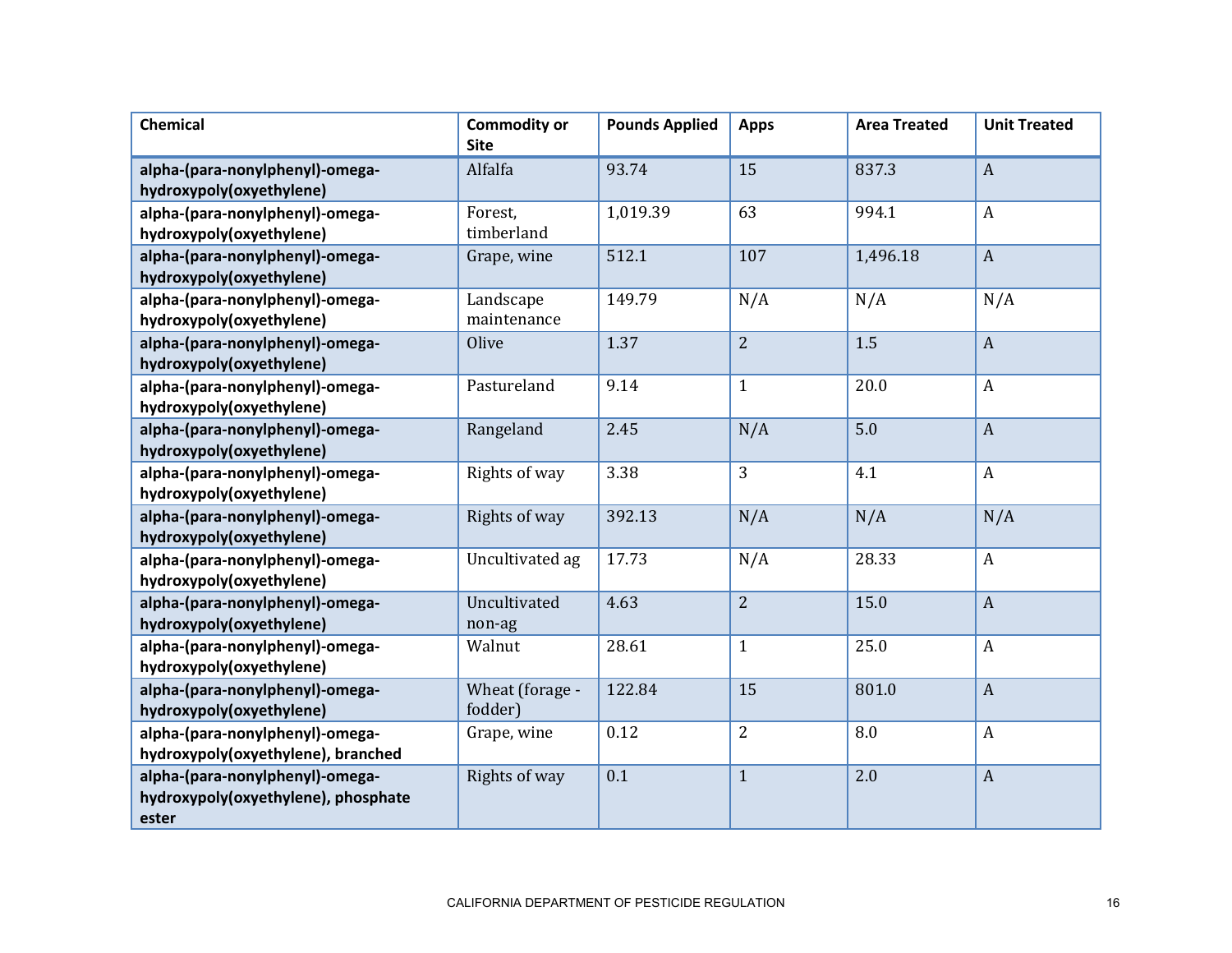| Chemical | Commodity or Site | Pounds Applied | Apps | Area Treated | Unit Treated |
|---|---|---|---|---|---|
| **alpha-(para-nonylphenyl)-omega-hydroxypoly(oxyethylene)** | Alfalfa | 93.74 | 15 | 837.3 | A |
| **alpha-(para-nonylphenyl)-omega-hydroxypoly(oxyethylene)** | Forest, timberland | 1,019.39 | 63 | 994.1 | A |
| **alpha-(para-nonylphenyl)-omega-hydroxypoly(oxyethylene)** | Grape, wine | 512.1 | 107 | 1,496.18 | A |
| **alpha-(para-nonylphenyl)-omega-hydroxypoly(oxyethylene)** | Landscape maintenance | 149.79 | N/A | N/A | N/A |
| **alpha-(para-nonylphenyl)-omega-hydroxypoly(oxyethylene)** | Olive | 1.37 | 2 | 1.5 | A |
| **alpha-(para-nonylphenyl)-omega-hydroxypoly(oxyethylene)** | Pastureland | 9.14 | 1 | 20.0 | A |
| **alpha-(para-nonylphenyl)-omega-hydroxypoly(oxyethylene)** | Rangeland | 2.45 | N/A | 5.0 | A |
| **alpha-(para-nonylphenyl)-omega-hydroxypoly(oxyethylene)** | Rights of way | 3.38 | 3 | 4.1 | A |
| **alpha-(para-nonylphenyl)-omega-hydroxypoly(oxyethylene)** | Rights of way | 392.13 | N/A | N/A | N/A |
| **alpha-(para-nonylphenyl)-omega-hydroxypoly(oxyethylene)** | Uncultivated ag | 17.73 | N/A | 28.33 | A |
| **alpha-(para-nonylphenyl)-omega-hydroxypoly(oxyethylene)** | Uncultivated non-ag | 4.63 | 2 | 15.0 | A |
| **alpha-(para-nonylphenyl)-omega-hydroxypoly(oxyethylene)** | Walnut | 28.61 | 1 | 25.0 | A |
| **alpha-(para-nonylphenyl)-omega-hydroxypoly(oxyethylene)** | Wheat (forage - fodder) | 122.84 | 15 | 801.0 | A |
| **alpha-(para-nonylphenyl)-omega-hydroxypoly(oxyethylene), branched** | Grape, wine | 0.12 | 2 | 8.0 | A |
| **alpha-(para-nonylphenyl)-omega-hydroxypoly(oxyethylene), phosphate ester** | Rights of way | 0.1 | 1 | 2.0 | A |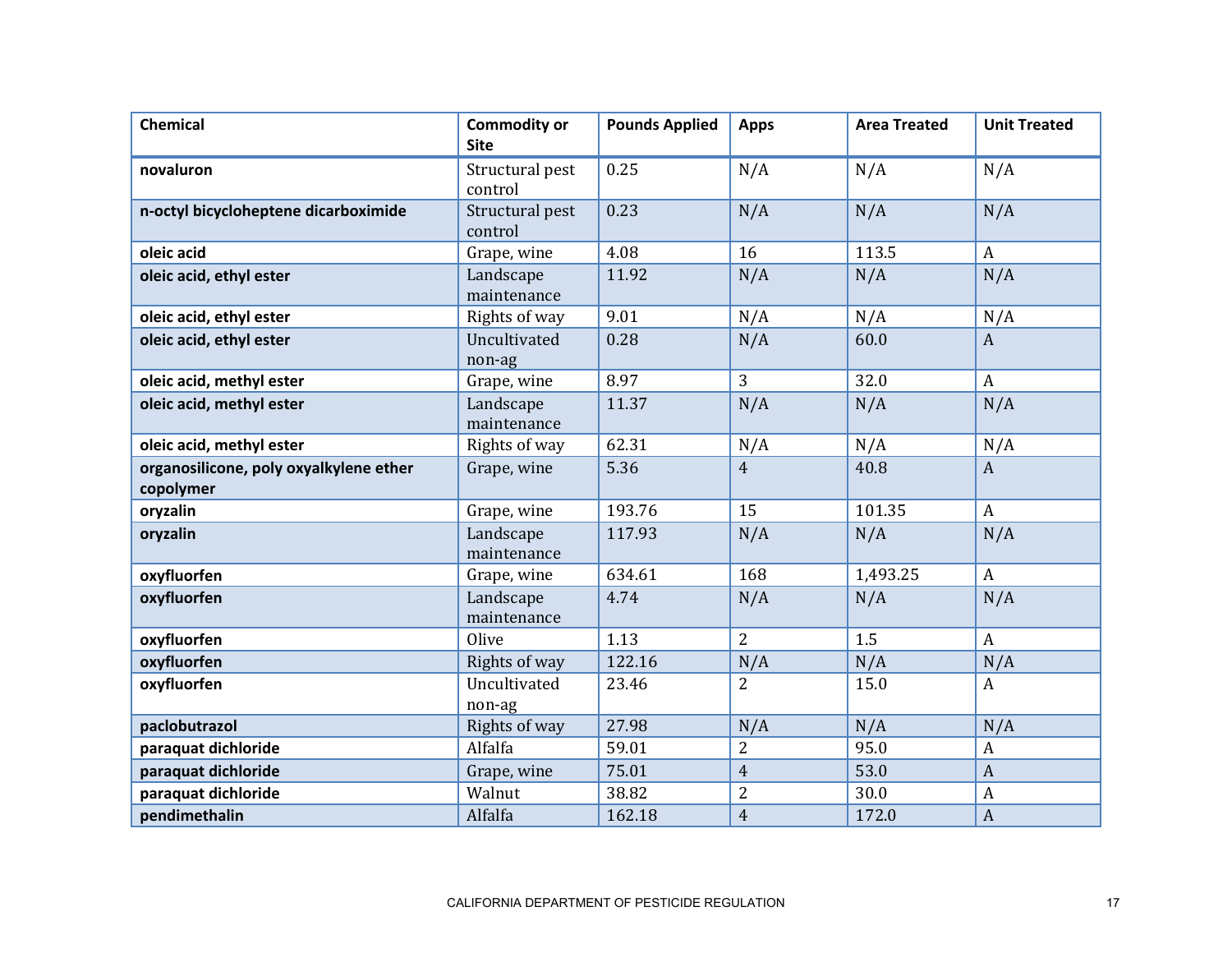| Chemical | Commodity or Site | Pounds Applied | Apps | Area Treated | Unit Treated |
|---|---|---|---|---|---|
| **novaluron** | Structural pest control | 0.25 | N/A | N/A | N/A |
| **n-octyl bicycloheptene dicarboximide** | Structural pest control | 0.23 | N/A | N/A | N/A |
| **oleic acid** | Grape, wine | 4.08 | 16 | 113.5 | A |
| **oleic acid, ethyl ester** | Landscape maintenance | 11.92 | N/A | N/A | N/A |
| **oleic acid, ethyl ester** | Rights of way | 9.01 | N/A | N/A | N/A |
| **oleic acid, ethyl ester** | Uncultivated non-ag | 0.28 | N/A | 60.0 | A |
| **oleic acid, methyl ester** | Grape, wine | 8.97 | 3 | 32.0 | A |
| **oleic acid, methyl ester** | Landscape maintenance | 11.37 | N/A | N/A | N/A |
| **oleic acid, methyl ester** | Rights of way | 62.31 | N/A | N/A | N/A |
| **organosilicone, poly oxyalkylene ether copolymer** | Grape, wine | 5.36 | 4 | 40.8 | A |
| **oryzalin** | Grape, wine | 193.76 | 15 | 101.35 | A |
| **oryzalin** | Landscape maintenance | 117.93 | N/A | N/A | N/A |
| **oxyfluorfen** | Grape, wine | 634.61 | 168 | 1,493.25 | A |
| **oxyfluorfen** | Landscape maintenance | 4.74 | N/A | N/A | N/A |
| **oxyfluorfen** | Olive | 1.13 | 2 | 1.5 | A |
| **oxyfluorfen** | Rights of way | 122.16 | N/A | N/A | N/A |
| **oxyfluorfen** | Uncultivated non-ag | 23.46 | 2 | 15.0 | A |
| **paclobutrazol** | Rights of way | 27.98 | N/A | N/A | N/A |
| **paraquat dichloride** | Alfalfa | 59.01 | 2 | 95.0 | A |
| **paraquat dichloride** | Grape, wine | 75.01 | 4 | 53.0 | A |
| **paraquat dichloride** | Walnut | 38.82 | 2 | 30.0 | A |
| **pendimethalin** | Alfalfa | 162.18 | 4 | 172.0 | A |

CALIFORNIA DEPARTMENT OF PESTICIDE REGULATION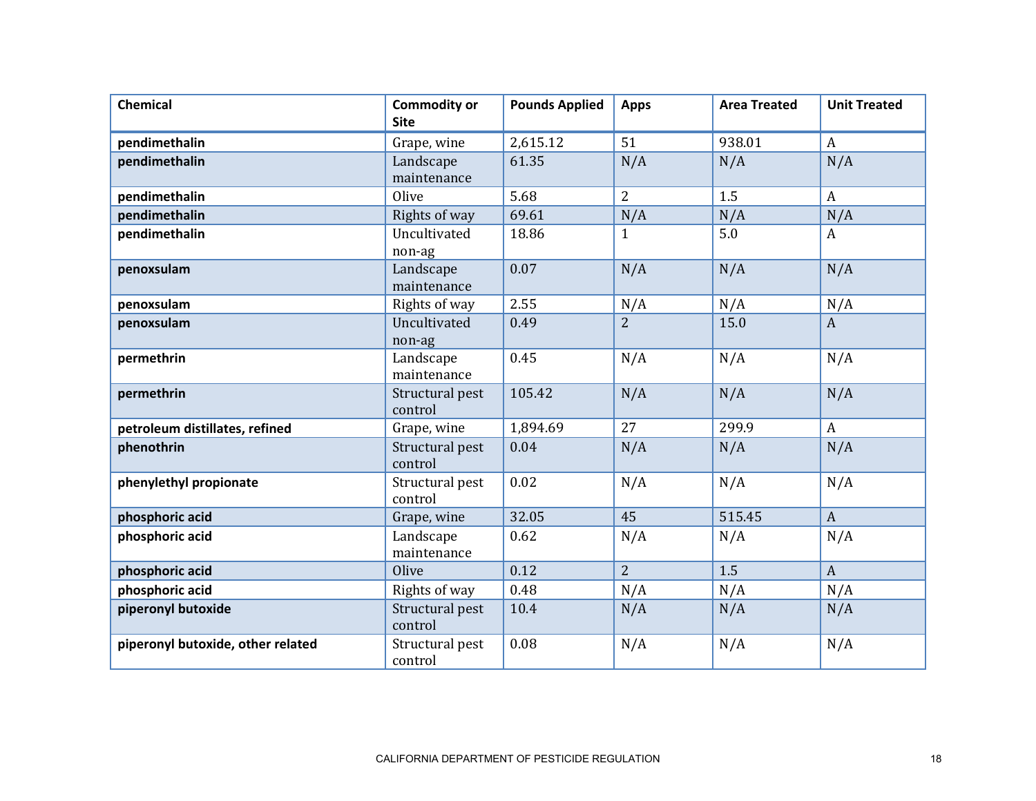| Chemical | Commodity or Site | Pounds Applied | Apps | Area Treated | Unit Treated |
|---|---|---|---|---|---|
| **pendimethalin** | Grape, wine | 2,615.12 | 51 | 938.01 | A |
| **pendimethalin** | Landscape maintenance | 61.35 | N/A | N/A | N/A |
| **pendimethalin** | Olive | 5.68 | 2 | 1.5 | A |
| **pendimethalin** | Rights of way | 69.61 | N/A | N/A | N/A |
| **pendimethalin** | Uncultivated non-ag | 18.86 | 1 | 5.0 | A |
| **penoxsulam** | Landscape maintenance | 0.07 | N/A | N/A | N/A |
| **penoxsulam** | Rights of way | 2.55 | N/A | N/A | N/A |
| **penoxsulam** | Uncultivated non-ag | 0.49 | 2 | 15.0 | A |
| **permethrin** | Landscape maintenance | 0.45 | N/A | N/A | N/A |
| **permethrin** | Structural pest control | 105.42 | N/A | N/A | N/A |
| **petroleum distillates, refined** | Grape, wine | 1,894.69 | 27 | 299.9 | A |
| **phenothrin** | Structural pest control | 0.04 | N/A | N/A | N/A |
| **phenylethyl propionate** | Structural pest control | 0.02 | N/A | N/A | N/A |
| **phosphoric acid** | Grape, wine | 32.05 | 45 | 515.45 | A |
| **phosphoric acid** | Landscape maintenance | 0.62 | N/A | N/A | N/A |
| **phosphoric acid** | Olive | 0.12 | 2 | 1.5 | A |
| **phosphoric acid** | Rights of way | 0.48 | N/A | N/A | N/A |
| **piperonyl butoxide** | Structural pest control | 10.4 | N/A | N/A | N/A |
| **piperonyl butoxide, other related** | Structural pest control | 0.08 | N/A | N/A | N/A |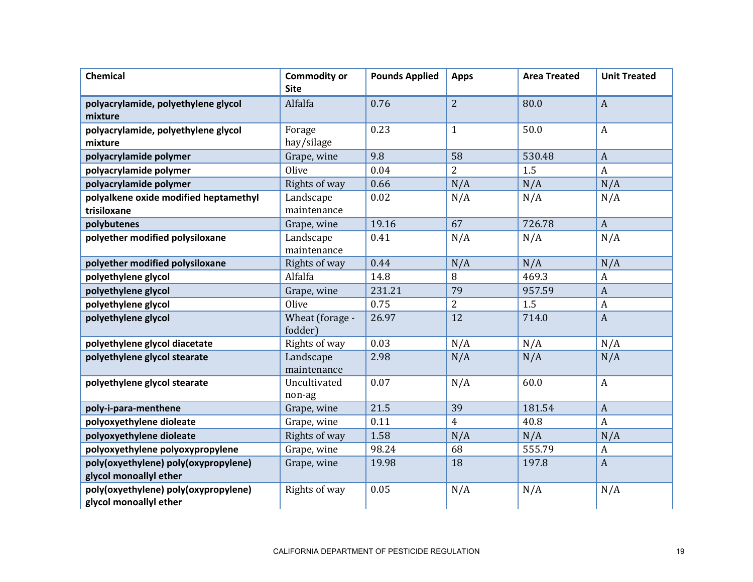| Chemical | Commodity or Site | Pounds Applied | Apps | Area Treated | Unit Treated |
|---|---|---|---|---|---|
| **polyacrylamide, polyethylene glycol mixture** | Alfalfa | 0.76 | 2 | 80.0 | A |
| **polyacrylamide, polyethylene glycol mixture** | Forage hay/silage | 0.23 | 1 | 50.0 | A |
| **polyacrylamide polymer** | Grape, wine | 9.8 | 58 | 530.48 | A |
| **polyacrylamide polymer** | Olive | 0.04 | 2 | 1.5 | A |
| **polyacrylamide polymer** | Rights of way | 0.66 | N/A | N/A | N/A |
| **polyalkene oxide modified heptamethyl trisiloxane** | Landscape maintenance | 0.02 | N/A | N/A | N/A |
| **polybutenes** | Grape, wine | 19.16 | 67 | 726.78 | A |
| **polyether modified polysiloxane** | Landscape maintenance | 0.41 | N/A | N/A | N/A |
| **polyether modified polysiloxane** | Rights of way | 0.44 | N/A | N/A | N/A |
| **polyethylene glycol** | Alfalfa | 14.8 | 8 | 469.3 | A |
| **polyethylene glycol** | Grape, wine | 231.21 | 79 | 957.59 | A |
| **polyethylene glycol** | Olive | 0.75 | 2 | 1.5 | A |
| **polyethylene glycol** | Wheat (forage - fodder) | 26.97 | 12 | 714.0 | A |
| **polyethylene glycol diacetate** | Rights of way | 0.03 | N/A | N/A | N/A |
| **polyethylene glycol stearate** | Landscape maintenance | 2.98 | N/A | N/A | N/A |
| **polyethylene glycol stearate** | Uncultivated non-ag | 0.07 | N/A | 60.0 | A |
| **poly-i-para-menthene** | Grape, wine | 21.5 | 39 | 181.54 | A |
| **polyoxyethylene dioleate** | Grape, wine | 0.11 | 4 | 40.8 | A |
| **polyoxyethylene dioleate** | Rights of way | 1.58 | N/A | N/A | N/A |
| **polyoxyethylene polyoxypropylene** | Grape, wine | 98.24 | 68 | 555.79 | A |
| **poly(oxyethylene) poly(oxypropylene) glycol monoallyl ether** | Grape, wine | 19.98 | 18 | 197.8 | A |
| **poly(oxyethylene) poly(oxypropylene) glycol monoallyl ether** | Rights of way | 0.05 | N/A | N/A | N/A |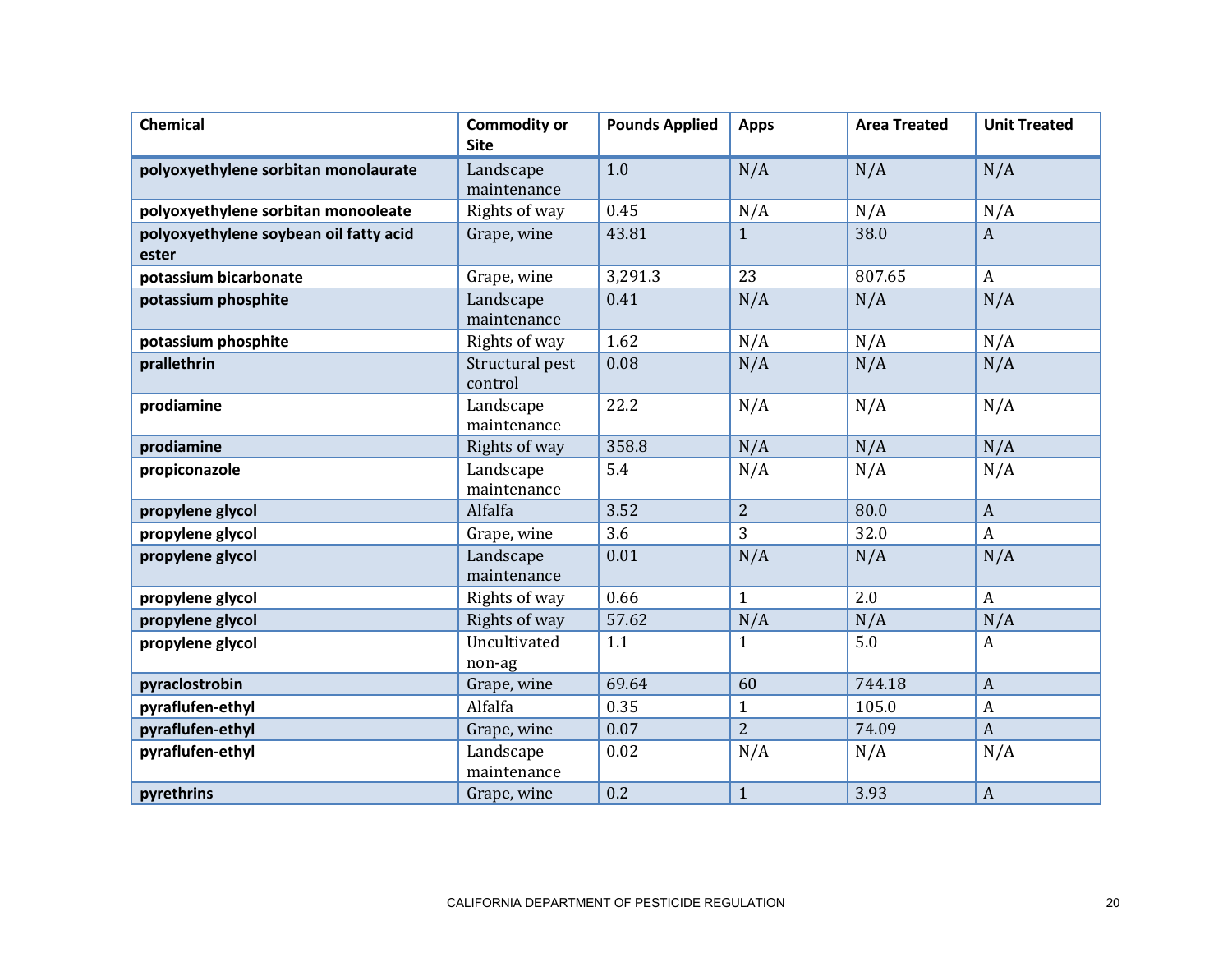| Chemical | Commodity or Site | Pounds Applied | Apps | Area Treated | Unit Treated |
|---|---|---|---|---|---|
| **polyoxyethylene sorbitan monolaurate** | Landscape maintenance | 1.0 | N/A | N/A | N/A |
| **polyoxyethylene sorbitan monooleate** | Rights of way | 0.45 | N/A | N/A | N/A |
| **polyoxyethylene soybean oil fatty acid ester** | Grape, wine | 43.81 | 1 | 38.0 | A |
| **potassium bicarbonate** | Grape, wine | 3,291.3 | 23 | 807.65 | A |
| **potassium phosphite** | Landscape maintenance | 0.41 | N/A | N/A | N/A |
| **potassium phosphite** | Rights of way | 1.62 | N/A | N/A | N/A |
| **prallethrin** | Structural pest control | 0.08 | N/A | N/A | N/A |
| **prodiamine** | Landscape maintenance | 22.2 | N/A | N/A | N/A |
| **prodiamine** | Rights of way | 358.8 | N/A | N/A | N/A |
| **propiconazole** | Landscape maintenance | 5.4 | N/A | N/A | N/A |
| **propylene glycol** | Alfalfa | 3.52 | 2 | 80.0 | A |
| **propylene glycol** | Grape, wine | 3.6 | 3 | 32.0 | A |
| **propylene glycol** | Landscape maintenance | 0.01 | N/A | N/A | N/A |
| **propylene glycol** | Rights of way | 0.66 | 1 | 2.0 | A |
| **propylene glycol** | Rights of way | 57.62 | N/A | N/A | N/A |
| **propylene glycol** | Uncultivated non-ag | 1.1 | 1 | 5.0 | A |
| **pyraclostrobin** | Grape, wine | 69.64 | 60 | 744.18 | A |
| **pyraflufen-ethyl** | Alfalfa | 0.35 | 1 | 105.0 | A |
| **pyraflufen-ethyl** | Grape, wine | 0.07 | 2 | 74.09 | A |
| **pyraflufen-ethyl** | Landscape maintenance | 0.02 | N/A | N/A | N/A |
| **pyrethrins** | Grape, wine | 0.2 | 1 | 3.93 | A |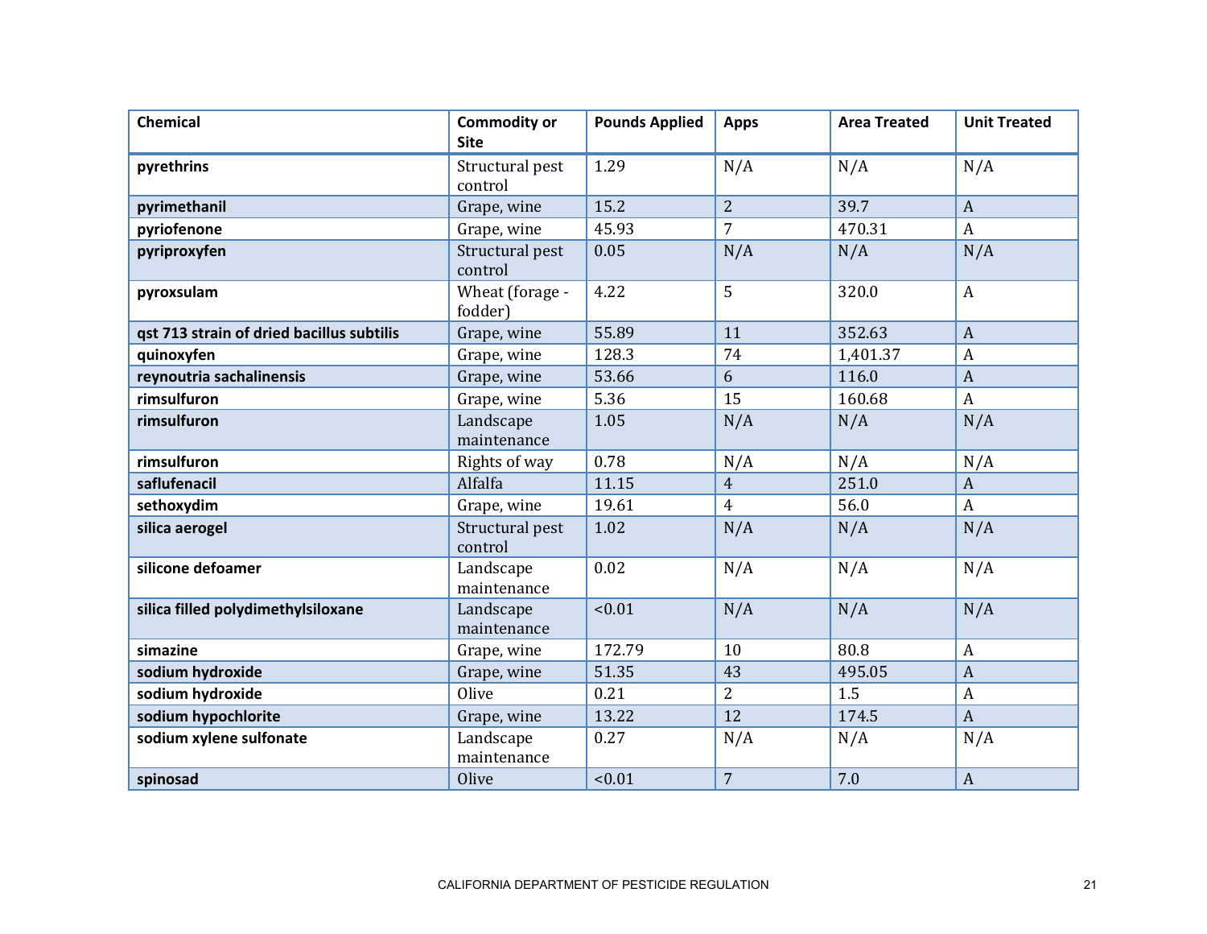| Chemical | Commodity or Site | Pounds Applied | Apps | Area Treated | Unit Treated |
|---|---|---|---|---|---|
| **pyrethrins** | Structural pest control | 1.29 | N/A | N/A | N/A |
| **pyrimethanil** | Grape, wine | 15.2 | 2 | 39.7 | A |
| **pyriofenone** | Grape, wine | 45.93 | 7 | 470.31 | A |
| **pyriproxyfen** | Structural pest control | 0.05 | N/A | N/A | N/A |
| **pyroxsulam** | Wheat (forage - fodder) | 4.22 | 5 | 320.0 | A |
| **qst 713 strain of dried bacillus subtilis** | Grape, wine | 55.89 | 11 | 352.63 | A |
| **quinoxyfen** | Grape, wine | 128.3 | 74 | 1,401.37 | A |
| **reynoutria sachalinensis** | Grape, wine | 53.66 | 6 | 116.0 | A |
| **rimsulfuron** | Grape, wine | 5.36 | 15 | 160.68 | A |
| **rimsulfuron** | Landscape maintenance | 1.05 | N/A | N/A | N/A |
| **rimsulfuron** | Rights of way | 0.78 | N/A | N/A | N/A |
| **saflufenacil** | Alfalfa | 11.15 | 4 | 251.0 | A |
| **sethoxydim** | Grape, wine | 19.61 | 4 | 56.0 | A |
| **silica aerogel** | Structural pest control | 1.02 | N/A | N/A | N/A |
| **silicone defoamer** | Landscape maintenance | 0.02 | N/A | N/A | N/A |
| **silica filled polydimethylsiloxane** | Landscape maintenance | <0.01 | N/A | N/A | N/A |
| **simazine** | Grape, wine | 172.79 | 10 | 80.8 | A |
| **sodium hydroxide** | Grape, wine | 51.35 | 43 | 495.05 | A |
| **sodium hydroxide** | Olive | 0.21 | 2 | 1.5 | A |
| **sodium hypochlorite** | Grape, wine | 13.22 | 12 | 174.5 | A |
| **sodium xylene sulfonate** | Landscape maintenance | 0.27 | N/A | N/A | N/A |
| **spinosad** | Olive | <0.01 | 7 | 7.0 | A |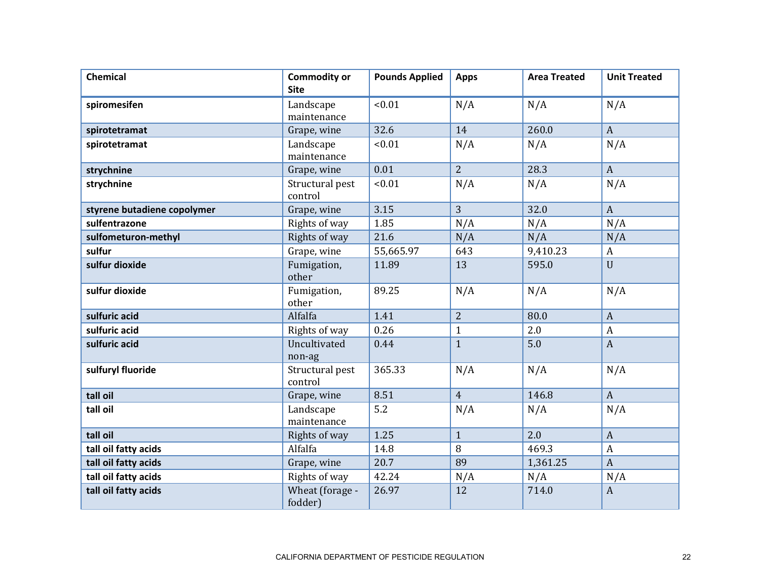| Chemical | Commodity or Site | Pounds Applied | Apps | Area Treated | Unit Treated |
|---|---|---|---|---|---|
| **spiromesifen** | Landscape maintenance | <0.01 | N/A | N/A | N/A |
| **spirotetramat** | Grape, wine | 32.6 | 14 | 260.0 | A |
| **spirotetramat** | Landscape maintenance | <0.01 | N/A | N/A | N/A |
| **strychnine** | Grape, wine | 0.01 | 2 | 28.3 | A |
| **strychnine** | Structural pest control | <0.01 | N/A | N/A | N/A |
| **styrene butadiene copolymer** | Grape, wine | 3.15 | 3 | 32.0 | A |
| **sulfentrazone** | Rights of way | 1.85 | N/A | N/A | N/A |
| **sulfometuron-methyl** | Rights of way | 21.6 | N/A | N/A | N/A |
| **sulfur** | Grape, wine | 55,665.97 | 643 | 9,410.23 | A |
| **sulfur dioxide** | Fumigation, other | 11.89 | 13 | 595.0 | U |
| **sulfur dioxide** | Fumigation, other | 89.25 | N/A | N/A | N/A |
| **sulfuric acid** | Alfalfa | 1.41 | 2 | 80.0 | A |
| **sulfuric acid** | Rights of way | 0.26 | 1 | 2.0 | A |
| **sulfuric acid** | Uncultivated non-ag | 0.44 | 1 | 5.0 | A |
| **sulfuryl fluoride** | Structural pest control | 365.33 | N/A | N/A | N/A |
| **tall oil** | Grape, wine | 8.51 | 4 | 146.8 | A |
| **tall oil** | Landscape maintenance | 5.2 | N/A | N/A | N/A |
| **tall oil** | Rights of way | 1.25 | 1 | 2.0 | A |
| **tall oil fatty acids** | Alfalfa | 14.8 | 8 | 469.3 | A |
| **tall oil fatty acids** | Grape, wine | 20.7 | 89 | 1,361.25 | A |
| **tall oil fatty acids** | Rights of way | 42.24 | N/A | N/A | N/A |
| **tall oil fatty acids** | Wheat (forage - fodder) | 26.97 | 12 | 714.0 | A |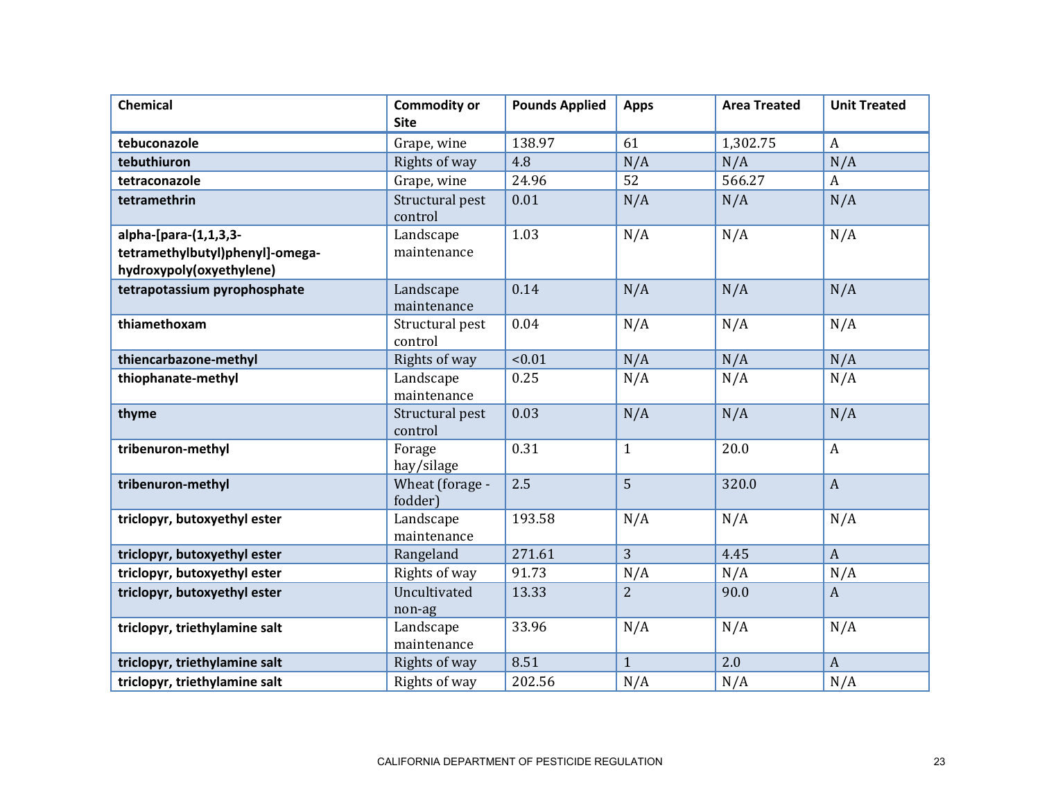| Chemical | Commodity or Site | Pounds Applied | Apps | Area Treated | Unit Treated |
|---|---|---|---|---|---|
| **tebuconazole** | Grape, wine | 138.97 | 61 | 1,302.75 | A |
| **tebuthiuron** | Rights of way | 4.8 | N/A | N/A | N/A |
| **tetraconazole** | Grape, wine | 24.96 | 52 | 566.27 | A |
| **tetramethrin** | Structural pest control | 0.01 | N/A | N/A | N/A |
| **alpha-[para-(1,1,3,3-tetramethylbutyl)phenyl]-omega-hydroxypoly(oxyethylene)** | Landscape maintenance | 1.03 | N/A | N/A | N/A |
| **tetrapotassium pyrophosphate** | Landscape maintenance | 0.14 | N/A | N/A | N/A |
| **thiamethoxam** | Structural pest control | 0.04 | N/A | N/A | N/A |
| **thiencarbazone-methyl** | Rights of way | <0.01 | N/A | N/A | N/A |
| **thiophanate-methyl** | Landscape maintenance | 0.25 | N/A | N/A | N/A |
| **thyme** | Structural pest control | 0.03 | N/A | N/A | N/A |
| **tribenuron-methyl** | Forage hay/silage | 0.31 | 1 | 20.0 | A |
| **tribenuron-methyl** | Wheat (forage - fodder) | 2.5 | 5 | 320.0 | A |
| **triclopyr, butoxyethyl ester** | Landscape maintenance | 193.58 | N/A | N/A | N/A |
| **triclopyr, butoxyethyl ester** | Rangeland | 271.61 | 3 | 4.45 | A |
| **triclopyr, butoxyethyl ester** | Rights of way | 91.73 | N/A | N/A | N/A |
| **triclopyr, butoxyethyl ester** | Uncultivated non-ag | 13.33 | 2 | 90.0 | A |
| **triclopyr, triethylamine salt** | Landscape maintenance | 33.96 | N/A | N/A | N/A |
| **triclopyr, triethylamine salt** | Rights of way | 8.51 | 1 | 2.0 | A |
| **triclopyr, triethylamine salt** | Rights of way | 202.56 | N/A | N/A | N/A |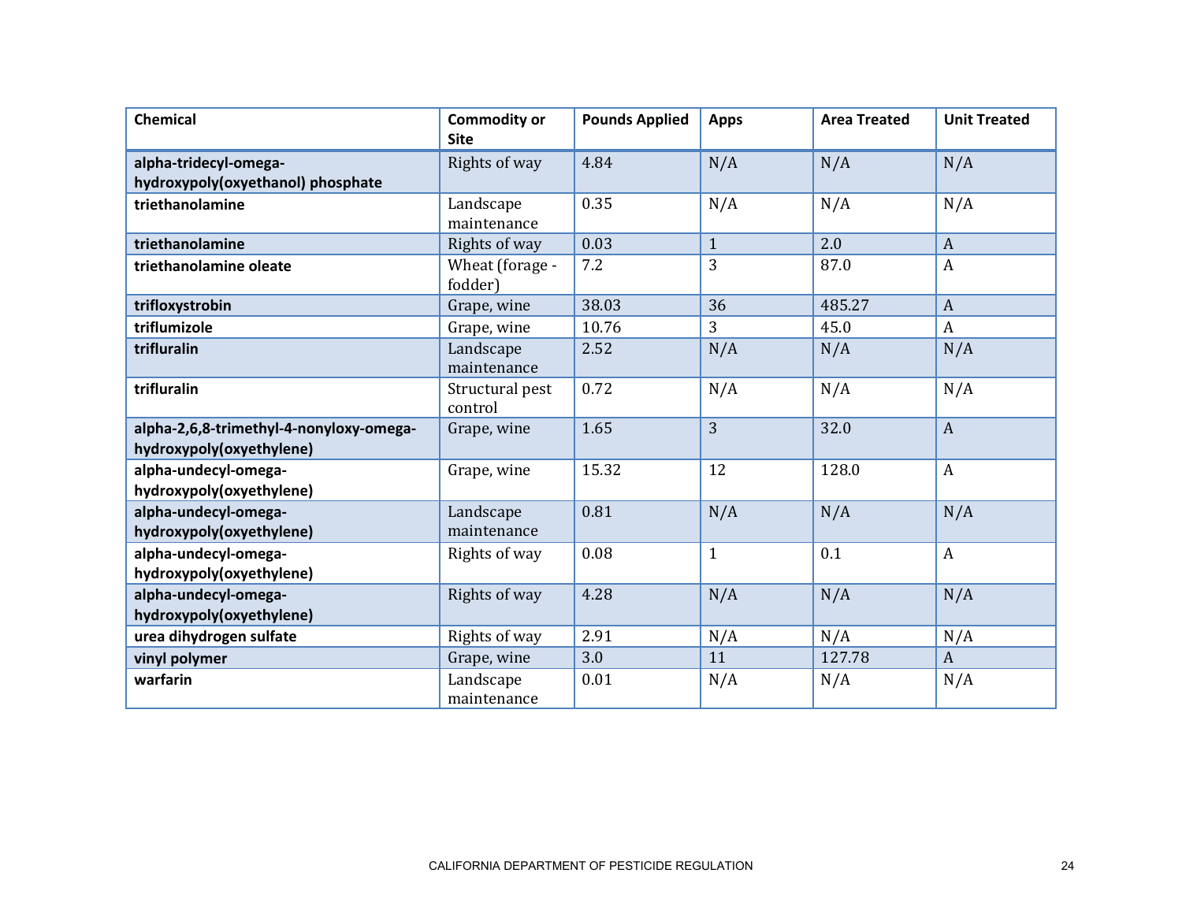| Chemical | Commodity or Site | Pounds Applied | Apps | Area Treated | Unit Treated |
|---|---|---|---|---|---|
| **alpha-tridecyl-omega-hydroxypoly(oxyethanol) phosphate** | Rights of way | 4.84 | N/A | N/A | N/A |
| **triethanolamine** | Landscape maintenance | 0.35 | N/A | N/A | N/A |
| **triethanolamine** | Rights of way | 0.03 | 1 | 2.0 | A |
| **triethanolamine oleate** | Wheat (forage - fodder) | 7.2 | 3 | 87.0 | A |
| **trifloxystrobin** | Grape, wine | 38.03 | 36 | 485.27 | A |
| **triflumizole** | Grape, wine | 10.76 | 3 | 45.0 | A |
| **trifluralin** | Landscape maintenance | 2.52 | N/A | N/A | N/A |
| **trifluralin** | Structural pest control | 0.72 | N/A | N/A | N/A |
| **alpha-2,6,8-trimethyl-4-nonyloxy-omega-hydroxypoly(oxyethylene)** | Grape, wine | 1.65 | 3 | 32.0 | A |
| **alpha-undecyl-omega-hydroxypoly(oxyethylene)** | Grape, wine | 15.32 | 12 | 128.0 | A |
| **alpha-undecyl-omega-hydroxypoly(oxyethylene)** | Landscape maintenance | 0.81 | N/A | N/A | N/A |
| **alpha-undecyl-omega-hydroxypoly(oxyethylene)** | Rights of way | 0.08 | 1 | 0.1 | A |
| **alpha-undecyl-omega-hydroxypoly(oxyethylene)** | Rights of way | 4.28 | N/A | N/A | N/A |
| **urea dihydrogen sulfate** | Rights of way | 2.91 | N/A | N/A | N/A |
| **vinyl polymer** | Grape, wine | 3.0 | 11 | 127.78 | A |
| **warfarin** | Landscape maintenance | 0.01 | N/A | N/A | N/A |